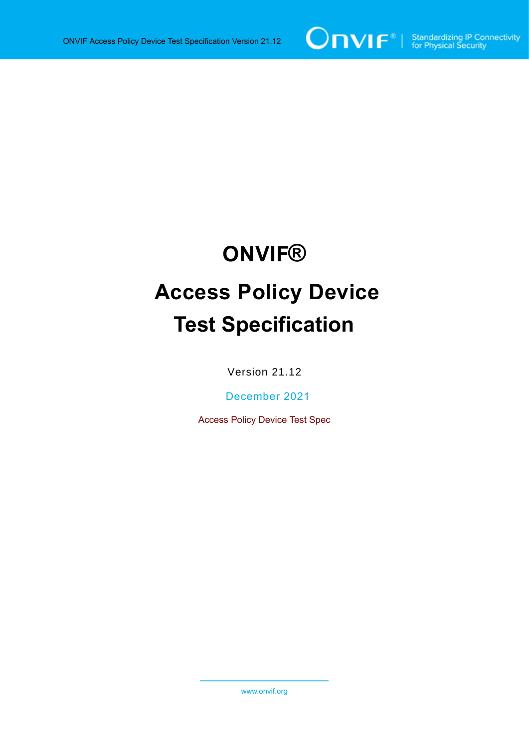# ONVIF®

# Access Policy Device Test Specification

Version 21.12

December 2021

Access Policy Device Test Spec

www.onvif.org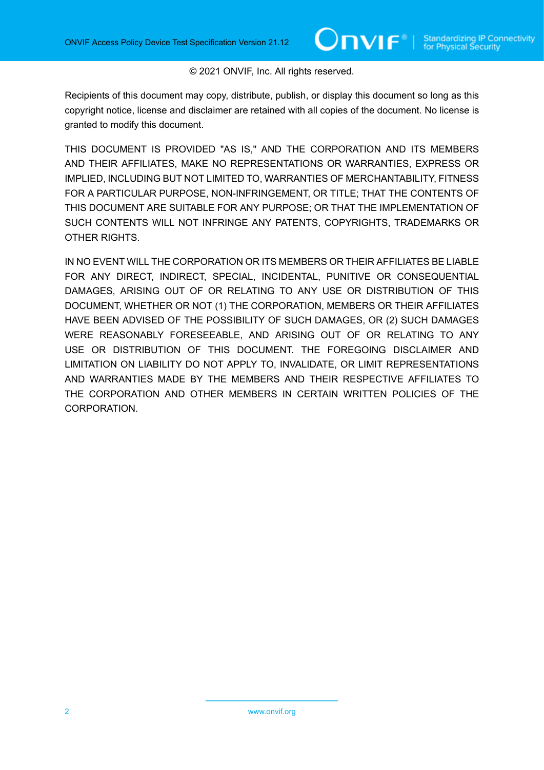© 2021 ONVIF, Inc. All rights reserved.

Recipients of this document may copy, distribute, publish, or display this document so long as this copyright notice, license and disclaimer are retained with all copies of the document. No license is granted to modify this document.

THIS DOCUMENT IS PROVIDED "AS IS," AND THE CORPORATION AND ITS MEMBERS AND THEIR AFFILIATES, MAKE NO REPRESENTATIONS OR WARRANTIES, EXPRESS OR IMPLIED, INCLUDING BUT NOT LIMITED TO, WARRANTIES OF MERCHANTABILITY, FITNESS FOR A PARTICULAR PURPOSE, NON-INFRINGEMENT, OR TITLE; THAT THE CONTENTS OF THIS DOCUMENT ARE SUITABLE FOR ANY PURPOSE; OR THAT THE IMPLEMENTATION OF SUCH CONTENTS WILL NOT INFRINGE ANY PATENTS, COPYRIGHTS, TRADEMARKS OR OTHER RIGHTS.

IN NO EVENT WILL THE CORPORATION OR ITS MEMBERS OR THEIR AFFILIATES BE LIABLE FOR ANY DIRECT, INDIRECT, SPECIAL, INCIDENTAL, PUNITIVE OR CONSEQUENTIAL DAMAGES, ARISING OUT OF OR RELATING TO ANY USE OR DISTRIBUTION OF THIS DOCUMENT, WHETHER OR NOT (1) THE CORPORATION, MEMBERS OR THEIR AFFILIATES HAVE BEEN ADVISED OF THE POSSIBILITY OF SUCH DAMAGES, OR (2) SUCH DAMAGES WERE REASONABLY FORESEEABLE, AND ARISING OUT OF OR RELATING TO ANY USE OR DISTRIBUTION OF THIS DOCUMENT. THE FOREGOING DISCLAIMER AND LIMITATION ON LIABILITY DO NOT APPLY TO, INVALIDATE, OR LIMIT REPRESENTATIONS AND WARRANTIES MADE BY THE MEMBERS AND THEIR RESPECTIVE AFFILIATES TO THE CORPORATION AND OTHER MEMBERS IN CERTAIN WRITTEN POLICIES OF THE CORPORATION.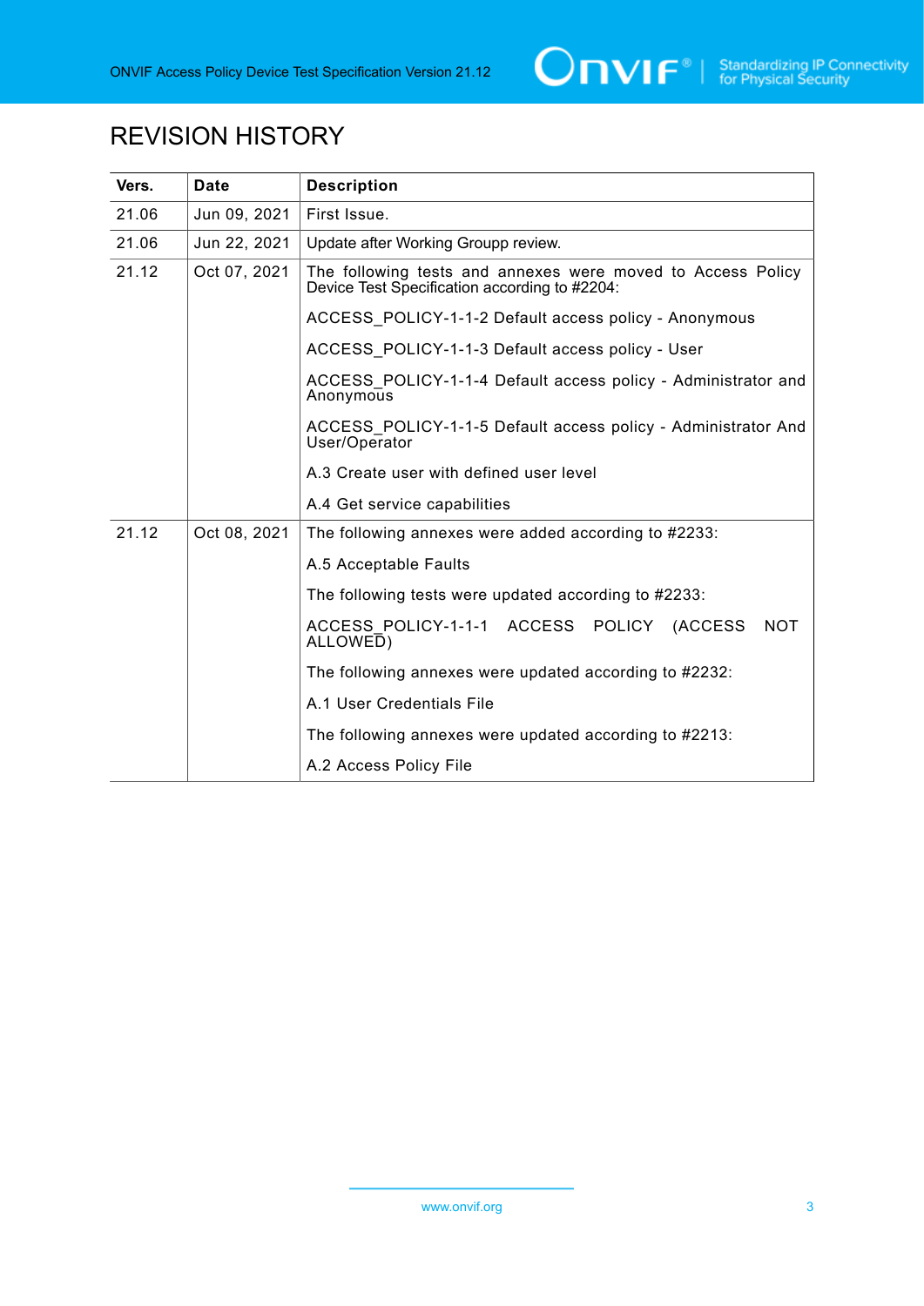# REVISION HISTORY

| Vers. | Date | Description |
| --- | --- | --- |
| 21.06 | Jun 09, 2021 | First Issue. |
| 21.06 | Jun 22, 2021 | Update after Working Groupp review. |
| 21.12 | Oct 07, 2021 | The following tests and annexes were moved to Access Policy Device Test Specification according to #2204:<br><br>ACCESS_POLICY-1-1-2 Default access policy - Anonymous<br><br>ACCESS_POLICY-1-1-3 Default access policy - User<br><br>ACCESS_POLICY-1-1-4 Default access policy - Administrator and Anonymous<br><br>ACCESS_POLICY-1-1-5 Default access policy - Administrator And User/Operator<br><br>A.3 Create user with defined user level<br><br>A.4 Get service capabilities |
| 21.12 | Oct 08, 2021 | The following annexes were added according to #2233:<br><br>A.5 Acceptable Faults<br><br>The following tests were updated according to #2233:<br><br>ACCESS_POLICY-1-1-1 ACCESS POLICY (ACCESS NOT ALLOWED)<br><br>The following annexes were updated according to #2232:<br><br>A.1 User Credentials File<br><br>The following annexes were updated according to #2213:<br><br>A.2 Access Policy File |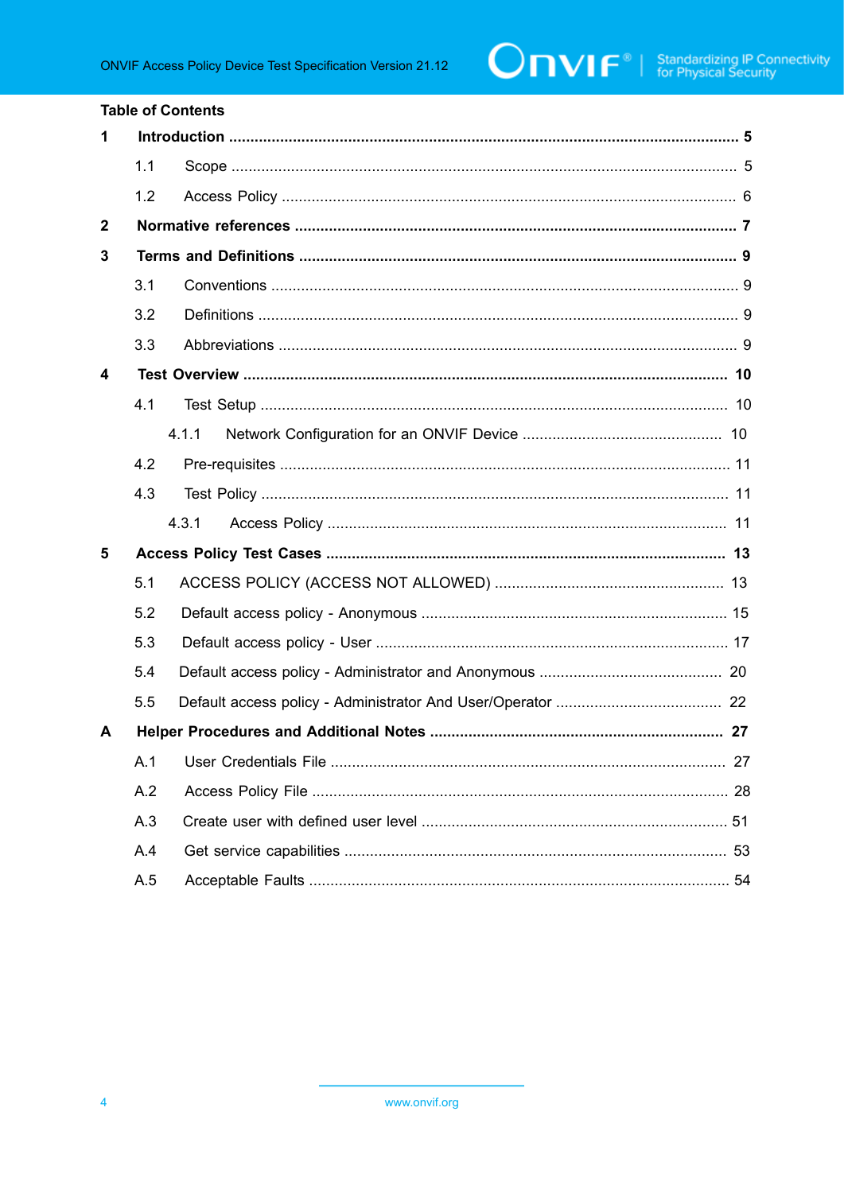**Table of Contents**

**1 Introduction** ..... **5**

- 1.1 Scope ..... 5
- 1.2 Access Policy ..... 6

**2 Normative references** ..... **7**

**3 Terms and Definitions** ..... **9**

- 3.1 Conventions ..... 9
- 3.2 Definitions ..... 9
- 3.3 Abbreviations ..... 9

**4 Test Overview** ..... **10**

- 4.1 Test Setup ..... 10
  - 4.1.1 Network Configuration for an ONVIF Device ..... 10
- 4.2 Pre-requisites ..... 11
- 4.3 Test Policy ..... 11
  - 4.3.1 Access Policy ..... 11

**5 Access Policy Test Cases** ..... **13**

- 5.1 ACCESS POLICY (ACCESS NOT ALLOWED) ..... 13
- 5.2 Default access policy - Anonymous ..... 15
- 5.3 Default access policy - User ..... 17
- 5.4 Default access policy - Administrator and Anonymous ..... 20
- 5.5 Default access policy - Administrator And User/Operator ..... 22

**A Helper Procedures and Additional Notes** ..... **27**

- A.1 User Credentials File ..... 27
- A.2 Access Policy File ..... 28
- A.3 Create user with defined user level ..... 51
- A.4 Get service capabilities ..... 53
- A.5 Acceptable Faults ..... 54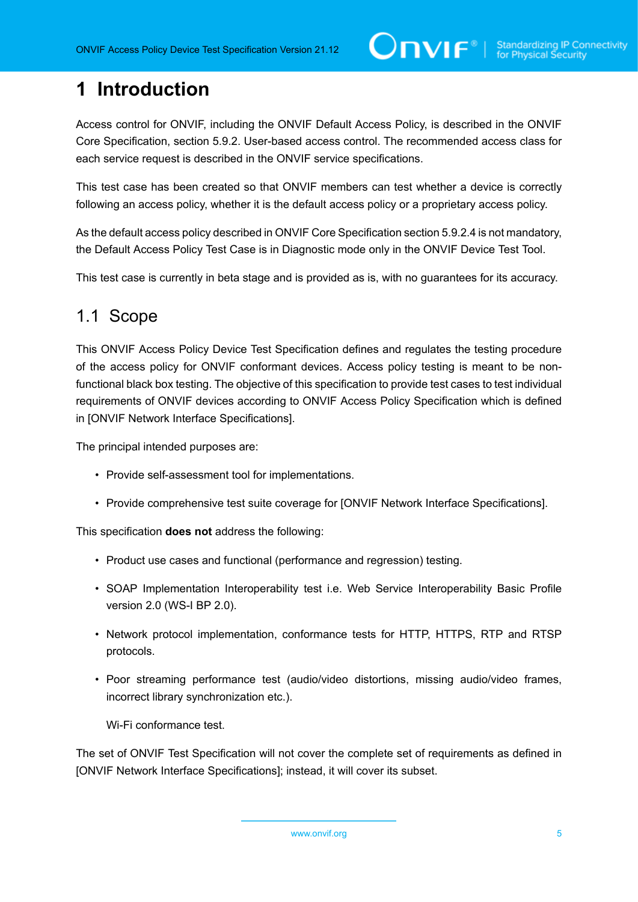# 1 Introduction

Access control for ONVIF, including the ONVIF Default Access Policy, is described in the ONVIF Core Specification, section 5.9.2. User-based access control. The recommended access class for each service request is described in the ONVIF service specifications.

This test case has been created so that ONVIF members can test whether a device is correctly following an access policy, whether it is the default access policy or a proprietary access policy.

As the default access policy described in ONVIF Core Specification section 5.9.2.4 is not mandatory, the Default Access Policy Test Case is in Diagnostic mode only in the ONVIF Device Test Tool.

This test case is currently in beta stage and is provided as is, with no guarantees for its accuracy.

## 1.1 Scope

This ONVIF Access Policy Device Test Specification defines and regulates the testing procedure of the access policy for ONVIF conformant devices. Access policy testing is meant to be non-functional black box testing. The objective of this specification to provide test cases to test individual requirements of ONVIF devices according to ONVIF Access Policy Specification which is defined in [ONVIF Network Interface Specifications].

The principal intended purposes are:

- Provide self-assessment tool for implementations.
- Provide comprehensive test suite coverage for [ONVIF Network Interface Specifications].

This specification **does not** address the following:

- Product use cases and functional (performance and regression) testing.
- SOAP Implementation Interoperability test i.e. Web Service Interoperability Basic Profile version 2.0 (WS-I BP 2.0).
- Network protocol implementation, conformance tests for HTTP, HTTPS, RTP and RTSP protocols.
- Poor streaming performance test (audio/video distortions, missing audio/video frames, incorrect library synchronization etc.).

  Wi-Fi conformance test.

The set of ONVIF Test Specification will not cover the complete set of requirements as defined in [ONVIF Network Interface Specifications]; instead, it will cover its subset.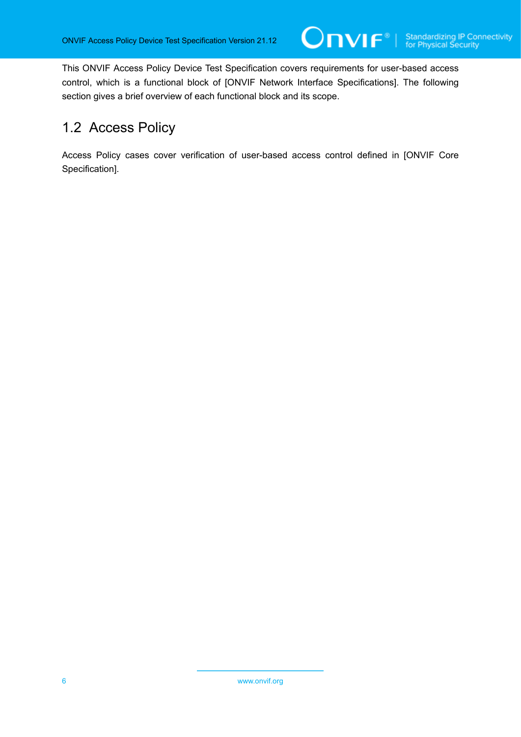This ONVIF Access Policy Device Test Specification covers requirements for user-based access control, which is a functional block of [ONVIF Network Interface Specifications]. The following section gives a brief overview of each functional block and its scope.

## 1.2 Access Policy

Access Policy cases cover verification of user-based access control defined in [ONVIF Core Specification].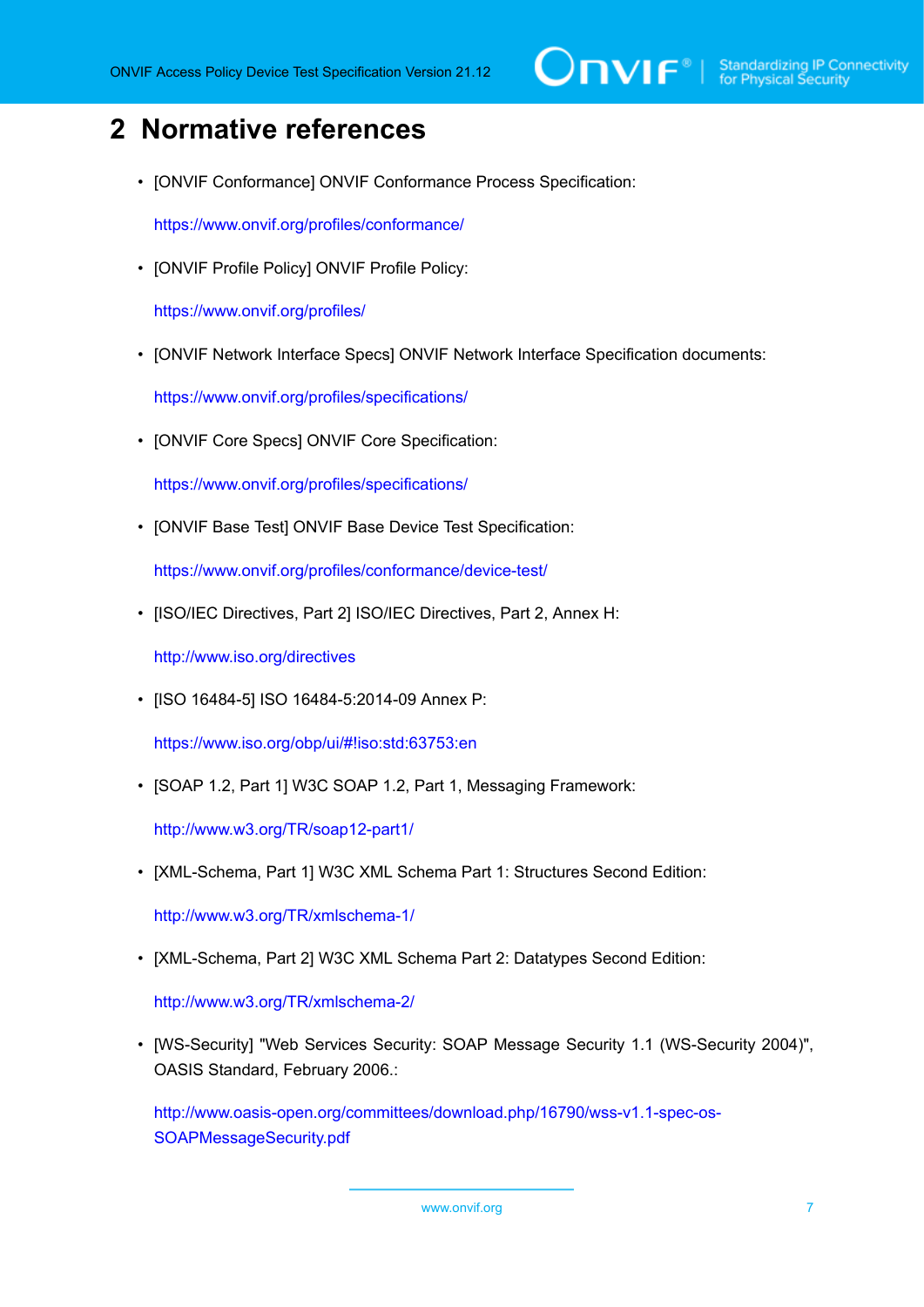# 2 Normative references

- [ONVIF Conformance] ONVIF Conformance Process Specification:

  https://www.onvif.org/profiles/conformance/

- [ONVIF Profile Policy] ONVIF Profile Policy:

  https://www.onvif.org/profiles/

- [ONVIF Network Interface Specs] ONVIF Network Interface Specification documents:

  https://www.onvif.org/profiles/specifications/

- [ONVIF Core Specs] ONVIF Core Specification:

  https://www.onvif.org/profiles/specifications/

- [ONVIF Base Test] ONVIF Base Device Test Specification:

  https://www.onvif.org/profiles/conformance/device-test/

- [ISO/IEC Directives, Part 2] ISO/IEC Directives, Part 2, Annex H:

  http://www.iso.org/directives

- [ISO 16484-5] ISO 16484-5:2014-09 Annex P:

  https://www.iso.org/obp/ui/#!iso:std:63753:en

- [SOAP 1.2, Part 1] W3C SOAP 1.2, Part 1, Messaging Framework:

  http://www.w3.org/TR/soap12-part1/

- [XML-Schema, Part 1] W3C XML Schema Part 1: Structures Second Edition:

  http://www.w3.org/TR/xmlschema-1/

- [XML-Schema, Part 2] W3C XML Schema Part 2: Datatypes Second Edition:

  http://www.w3.org/TR/xmlschema-2/

- [WS-Security] "Web Services Security: SOAP Message Security 1.1 (WS-Security 2004)", OASIS Standard, February 2006.:

  http://www.oasis-open.org/committees/download.php/16790/wss-v1.1-spec-os-SOAPMessageSecurity.pdf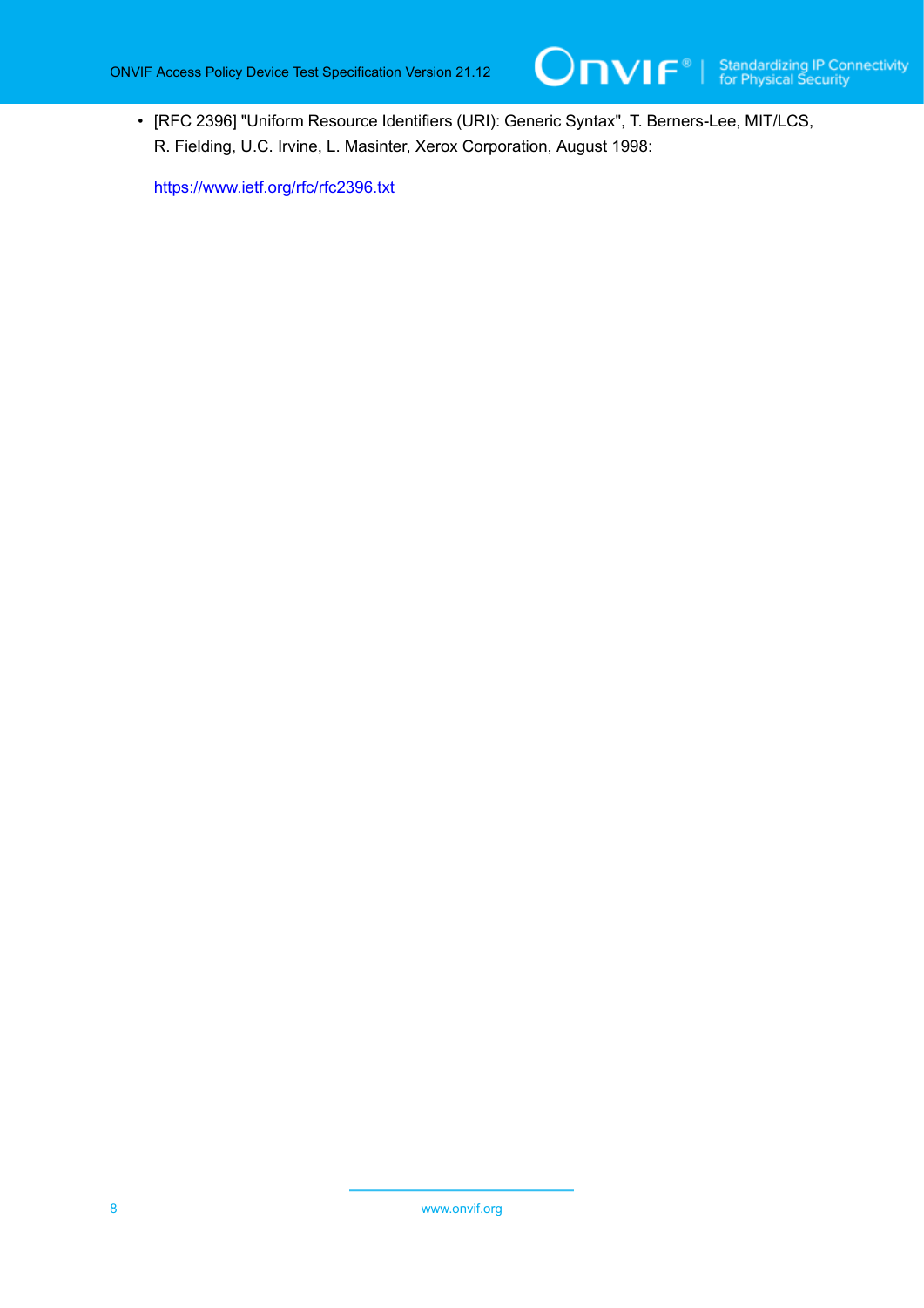- [RFC 2396] "Uniform Resource Identifiers (URI): Generic Syntax", T. Berners-Lee, MIT/LCS, R. Fielding, U.C. Irvine, L. Masinter, Xerox Corporation, August 1998:

  https://www.ietf.org/rfc/rfc2396.txt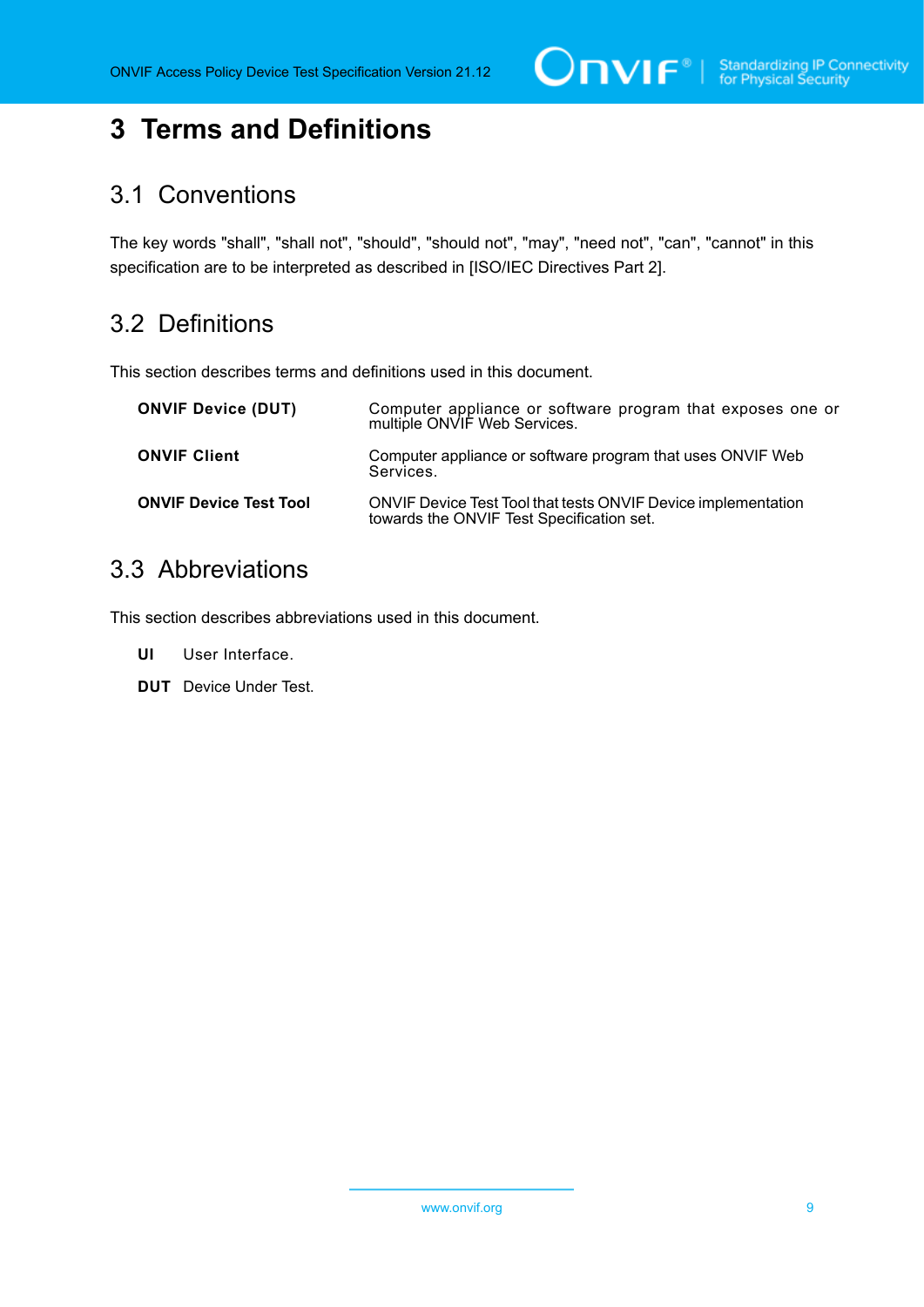# 3 Terms and Definitions

## 3.1 Conventions

The key words "shall", "shall not", "should", "should not", "may", "need not", "can", "cannot" in this specification are to be interpreted as described in [ISO/IEC Directives Part 2].

## 3.2 Definitions

This section describes terms and definitions used in this document.

| | |
|---|---|
| **ONVIF Device (DUT)** | Computer appliance or software program that exposes one or multiple ONVIF Web Services. |
| **ONVIF Client** | Computer appliance or software program that uses ONVIF Web Services. |
| **ONVIF Device Test Tool** | ONVIF Device Test Tool that tests ONVIF Device implementation towards the ONVIF Test Specification set. |

## 3.3 Abbreviations

This section describes abbreviations used in this document.

**UI** User Interface.

**DUT** Device Under Test.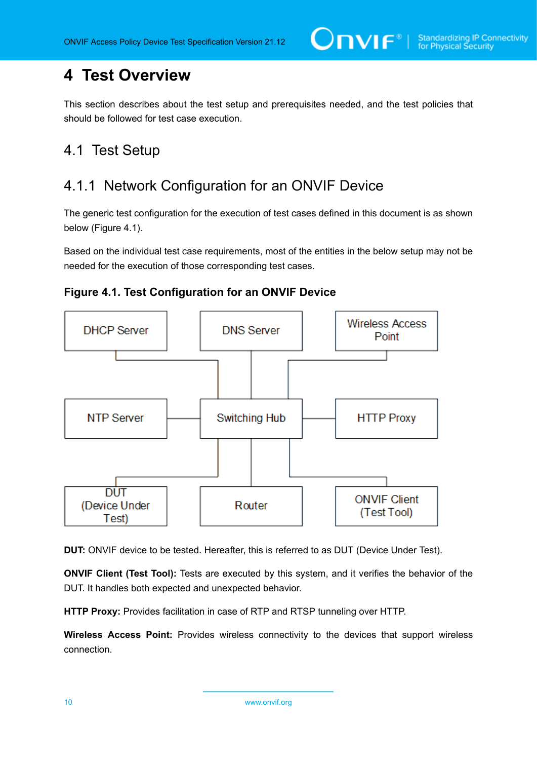# 4 Test Overview

This section describes about the test setup and prerequisites needed, and the test policies that should be followed for test case execution.

## 4.1 Test Setup

### 4.1.1 Network Configuration for an ONVIF Device

The generic test configuration for the execution of test cases defined in this document is as shown below (Figure 4.1).

Based on the individual test case requirements, most of the entities in the below setup may not be needed for the execution of those corresponding test cases.

**Figure 4.1. Test Configuration for an ONVIF Device**

**DUT:** ONVIF device to be tested. Hereafter, this is referred to as DUT (Device Under Test).

**ONVIF Client (Test Tool):** Tests are executed by this system, and it verifies the behavior of the DUT. It handles both expected and unexpected behavior.

**HTTP Proxy:** Provides facilitation in case of RTP and RTSP tunneling over HTTP.

**Wireless Access Point:** Provides wireless connectivity to the devices that support wireless connection.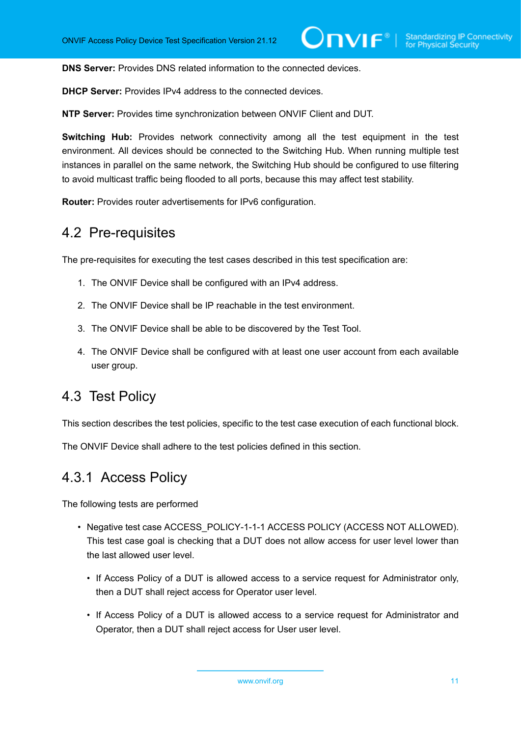**DNS Server:** Provides DNS related information to the connected devices.

**DHCP Server:** Provides IPv4 address to the connected devices.

**NTP Server:** Provides time synchronization between ONVIF Client and DUT.

**Switching Hub:** Provides network connectivity among all the test equipment in the test environment. All devices should be connected to the Switching Hub. When running multiple test instances in parallel on the same network, the Switching Hub should be configured to use filtering to avoid multicast traffic being flooded to all ports, because this may affect test stability.

**Router:** Provides router advertisements for IPv6 configuration.

## 4.2 Pre-requisites

The pre-requisites for executing the test cases described in this test specification are:

1. The ONVIF Device shall be configured with an IPv4 address.
2. The ONVIF Device shall be IP reachable in the test environment.
3. The ONVIF Device shall be able to be discovered by the Test Tool.
4. The ONVIF Device shall be configured with at least one user account from each available user group.

## 4.3 Test Policy

This section describes the test policies, specific to the test case execution of each functional block.

The ONVIF Device shall adhere to the test policies defined in this section.

### 4.3.1 Access Policy

The following tests are performed

- Negative test case ACCESS_POLICY-1-1-1 ACCESS POLICY (ACCESS NOT ALLOWED). This test case goal is checking that a DUT does not allow access for user level lower than the last allowed user level.
  - If Access Policy of a DUT is allowed access to a service request for Administrator only, then a DUT shall reject access for Operator user level.
  - If Access Policy of a DUT is allowed access to a service request for Administrator and Operator, then a DUT shall reject access for User user level.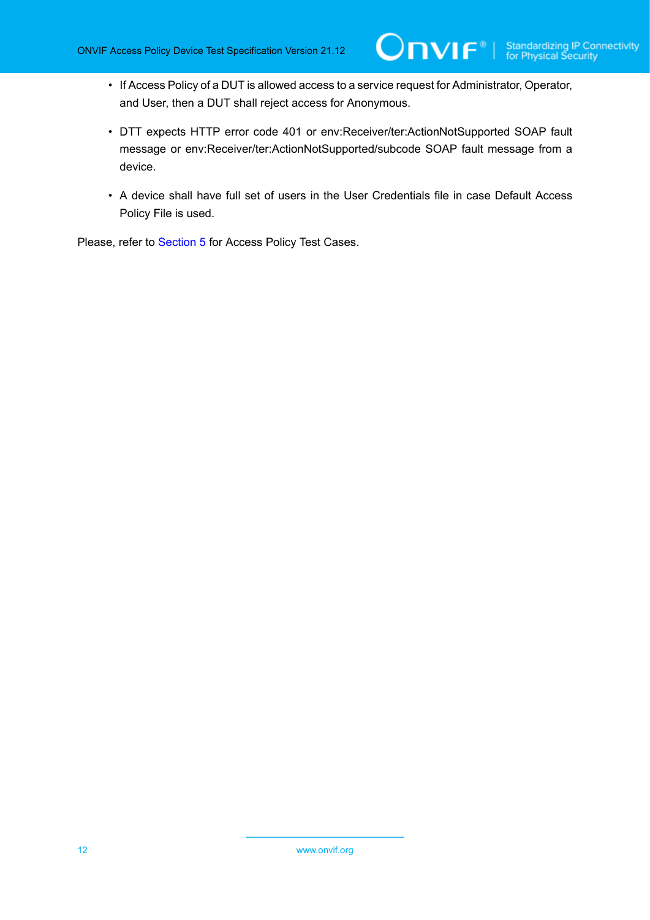- If Access Policy of a DUT is allowed access to a service request for Administrator, Operator, and User, then a DUT shall reject access for Anonymous.
- DTT expects HTTP error code 401 or env:Receiver/ter:ActionNotSupported SOAP fault message or env:Receiver/ter:ActionNotSupported/subcode SOAP fault message from a device.
- A device shall have full set of users in the User Credentials file in case Default Access Policy File is used.

Please, refer to Section 5 for Access Policy Test Cases.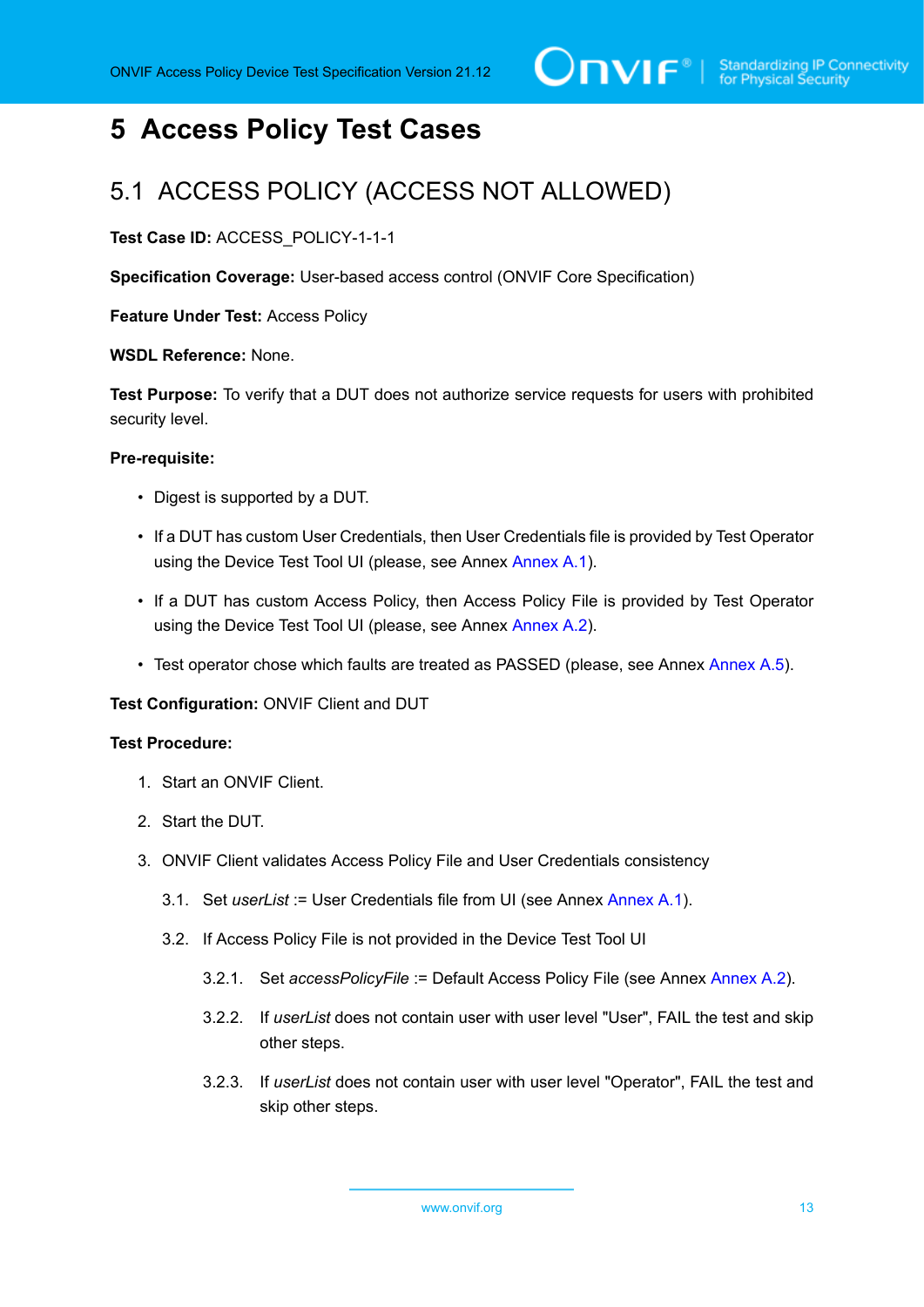# 5 Access Policy Test Cases

## 5.1 ACCESS POLICY (ACCESS NOT ALLOWED)

**Test Case ID:** ACCESS_POLICY-1-1-1

**Specification Coverage:** User-based access control (ONVIF Core Specification)

**Feature Under Test:** Access Policy

**WSDL Reference:** None.

**Test Purpose:** To verify that a DUT does not authorize service requests for users with prohibited security level.

**Pre-requisite:**

- Digest is supported by a DUT.
- If a DUT has custom User Credentials, then User Credentials file is provided by Test Operator using the Device Test Tool UI (please, see Annex Annex A.1).
- If a DUT has custom Access Policy, then Access Policy File is provided by Test Operator using the Device Test Tool UI (please, see Annex Annex A.2).
- Test operator chose which faults are treated as PASSED (please, see Annex Annex A.5).

**Test Configuration:** ONVIF Client and DUT

**Test Procedure:**

1. Start an ONVIF Client.
2. Start the DUT.
3. ONVIF Client validates Access Policy File and User Credentials consistency
   - 3.1. Set *userList* := User Credentials file from UI (see Annex Annex A.1).
   - 3.2. If Access Policy File is not provided in the Device Test Tool UI
     - 3.2.1. Set *accessPolicyFile* := Default Access Policy File (see Annex Annex A.2).
     - 3.2.2. If *userList* does not contain user with user level "User", FAIL the test and skip other steps.
     - 3.2.3. If *userList* does not contain user with user level "Operator", FAIL the test and skip other steps.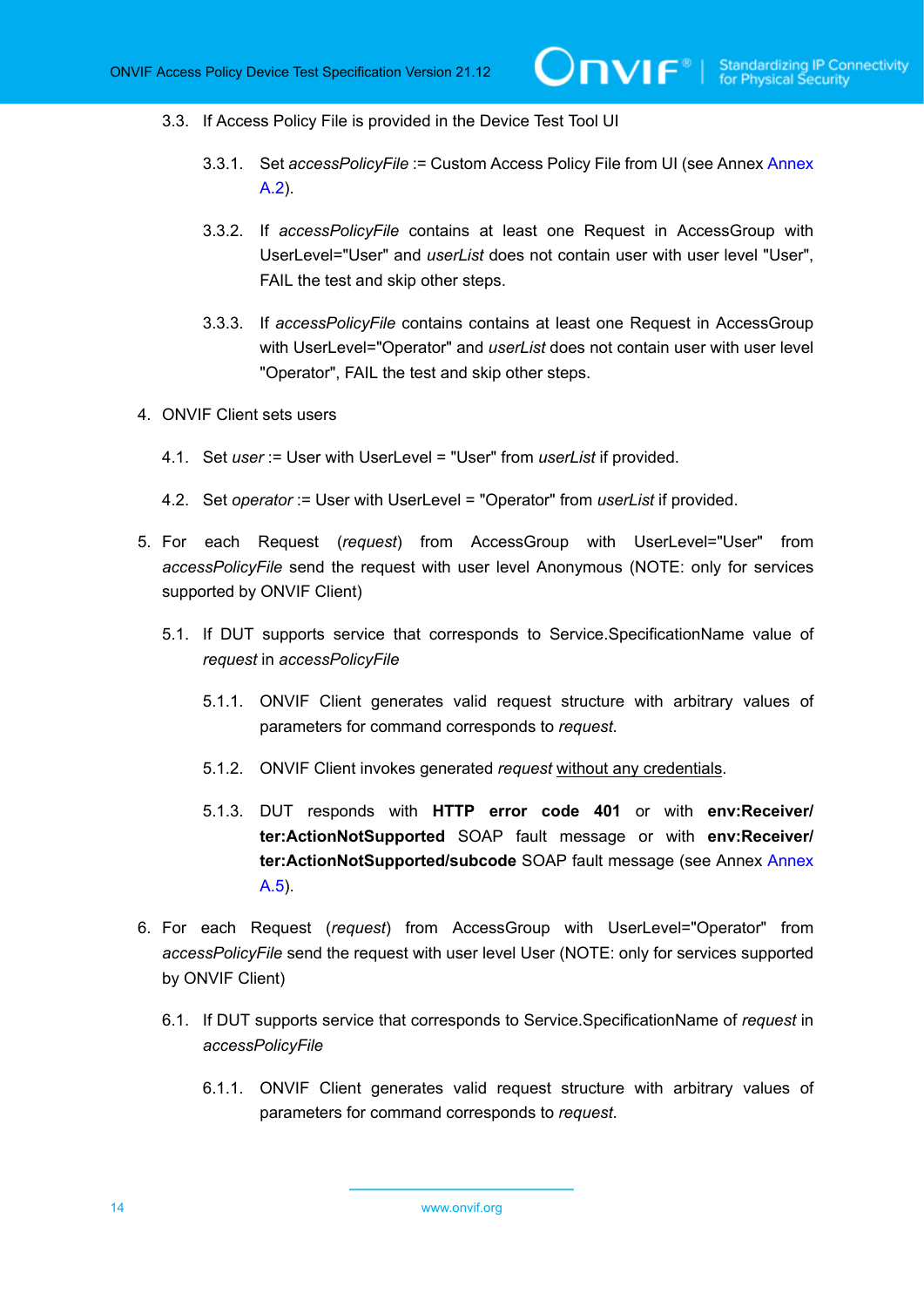3.3. If Access Policy File is provided in the Device Test Tool UI

3.3.1. Set *accessPolicyFile* := Custom Access Policy File from UI (see Annex Annex A.2).

3.3.2. If *accessPolicyFile* contains at least one Request in AccessGroup with UserLevel="User" and *userList* does not contain user with user level "User", FAIL the test and skip other steps.

3.3.3. If *accessPolicyFile* contains contains at least one Request in AccessGroup with UserLevel="Operator" and *userList* does not contain user with user level "Operator", FAIL the test and skip other steps.

4. ONVIF Client sets users

4.1. Set *user* := User with UserLevel = "User" from *userList* if provided.

4.2. Set *operator* := User with UserLevel = "Operator" from *userList* if provided.

5. For each Request (*request*) from AccessGroup with UserLevel="User" from *accessPolicyFile* send the request with user level Anonymous (NOTE: only for services supported by ONVIF Client)

5.1. If DUT supports service that corresponds to Service.SpecificationName value of *request* in *accessPolicyFile*

5.1.1. ONVIF Client generates valid request structure with arbitrary values of parameters for command corresponds to *request*.

5.1.2. ONVIF Client invokes generated *request* without any credentials.

5.1.3. DUT responds with **HTTP error code 401** or with **env:Receiver/ter:ActionNotSupported** SOAP fault message or with **env:Receiver/ter:ActionNotSupported/subcode** SOAP fault message (see Annex Annex A.5).

6. For each Request (*request*) from AccessGroup with UserLevel="Operator" from *accessPolicyFile* send the request with user level User (NOTE: only for services supported by ONVIF Client)

6.1. If DUT supports service that corresponds to Service.SpecificationName of *request* in *accessPolicyFile*

6.1.1. ONVIF Client generates valid request structure with arbitrary values of parameters for command corresponds to *request*.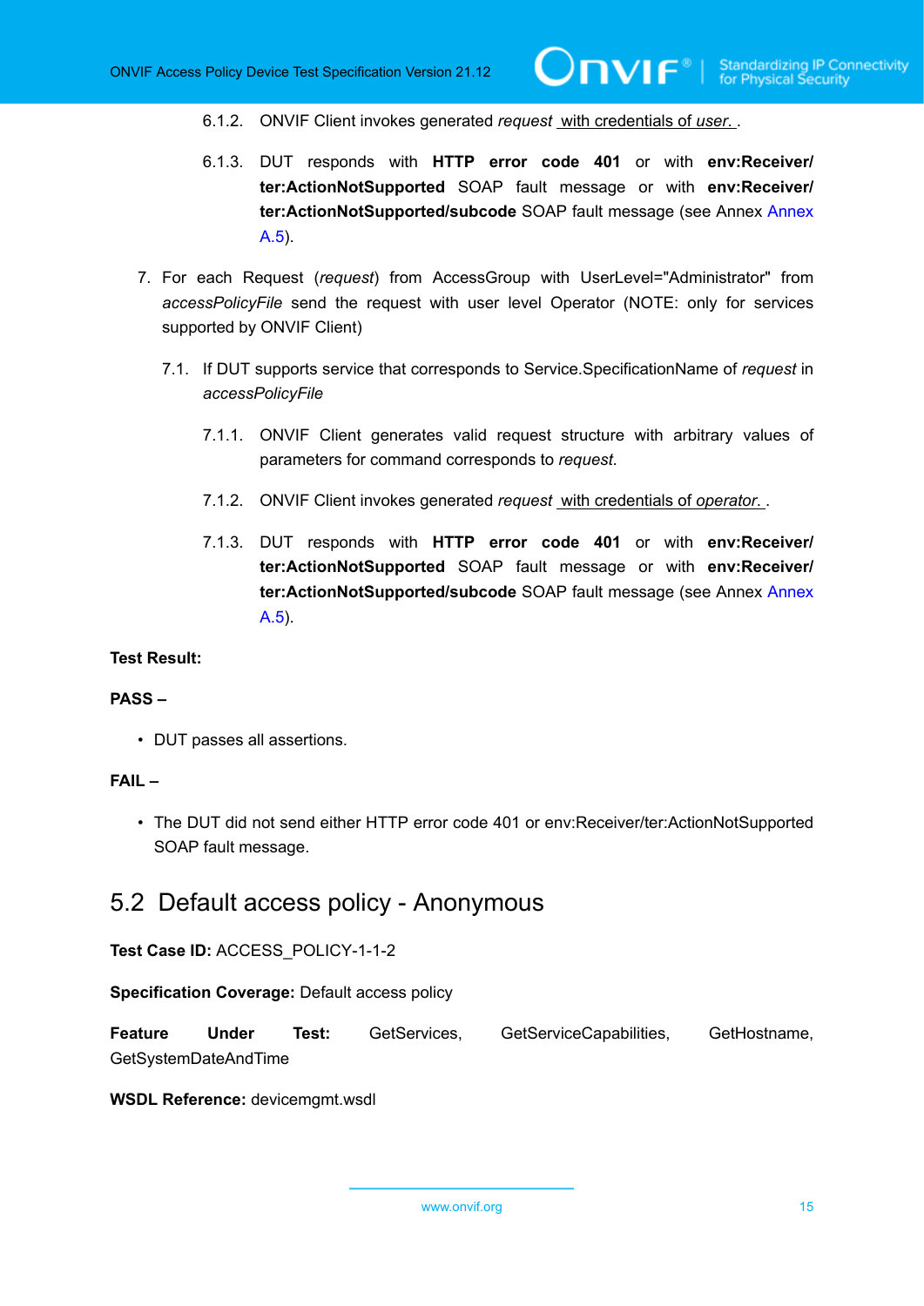6.1.2. ONVIF Client invokes generated *request* with credentials of *user.* .

6.1.3. DUT responds with **HTTP error code 401** or with **env:Receiver/ ter:ActionNotSupported** SOAP fault message or with **env:Receiver/ ter:ActionNotSupported/subcode** SOAP fault message (see Annex Annex A.5).

7. For each Request (*request*) from AccessGroup with UserLevel="Administrator" from *accessPolicyFile* send the request with user level Operator (NOTE: only for services supported by ONVIF Client)

   7.1. If DUT supports service that corresponds to Service.SpecificationName of *request* in *accessPolicyFile*

      7.1.1. ONVIF Client generates valid request structure with arbitrary values of parameters for command corresponds to *request*.

      7.1.2. ONVIF Client invokes generated *request* with credentials of *operator.* .

      7.1.3. DUT responds with **HTTP error code 401** or with **env:Receiver/ ter:ActionNotSupported** SOAP fault message or with **env:Receiver/ ter:ActionNotSupported/subcode** SOAP fault message (see Annex Annex A.5).

**Test Result:**

**PASS –**

- DUT passes all assertions.

**FAIL –**

- The DUT did not send either HTTP error code 401 or env:Receiver/ter:ActionNotSupported SOAP fault message.

## 5.2 Default access policy - Anonymous

**Test Case ID:** ACCESS_POLICY-1-1-2

**Specification Coverage:** Default access policy

**Feature Under Test:** GetServices, GetServiceCapabilities, GetHostname, GetSystemDateAndTime

**WSDL Reference:** devicemgmt.wsdl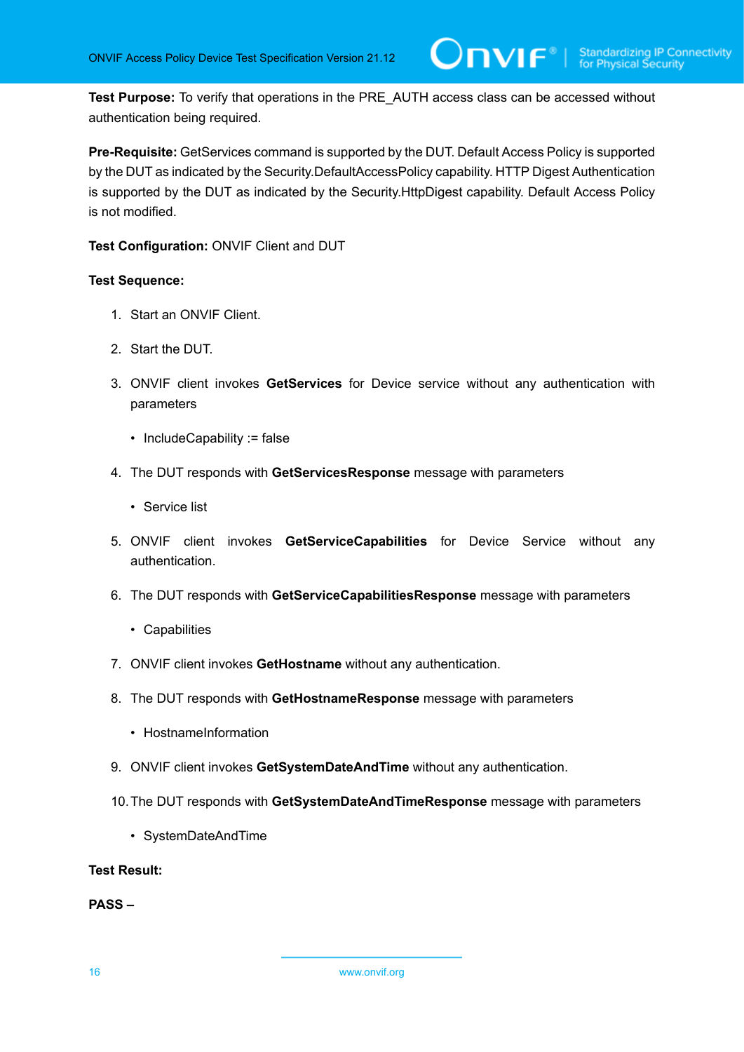**Test Purpose:** To verify that operations in the PRE_AUTH access class can be accessed without authentication being required.

**Pre-Requisite:** GetServices command is supported by the DUT. Default Access Policy is supported by the DUT as indicated by the Security.DefaultAccessPolicy capability. HTTP Digest Authentication is supported by the DUT as indicated by the Security.HttpDigest capability. Default Access Policy is not modified.

**Test Configuration:** ONVIF Client and DUT

**Test Sequence:**

1. Start an ONVIF Client.
2. Start the DUT.
3. ONVIF client invokes **GetServices** for Device service without any authentication with parameters
   - IncludeCapability := false
4. The DUT responds with **GetServicesResponse** message with parameters
   - Service list
5. ONVIF client invokes **GetServiceCapabilities** for Device Service without any authentication.
6. The DUT responds with **GetServiceCapabilitiesResponse** message with parameters
   - Capabilities
7. ONVIF client invokes **GetHostname** without any authentication.
8. The DUT responds with **GetHostnameResponse** message with parameters
   - HostnameInformation
9. ONVIF client invokes **GetSystemDateAndTime** without any authentication.
10. The DUT responds with **GetSystemDateAndTimeResponse** message with parameters
    - SystemDateAndTime

**Test Result:**

**PASS –**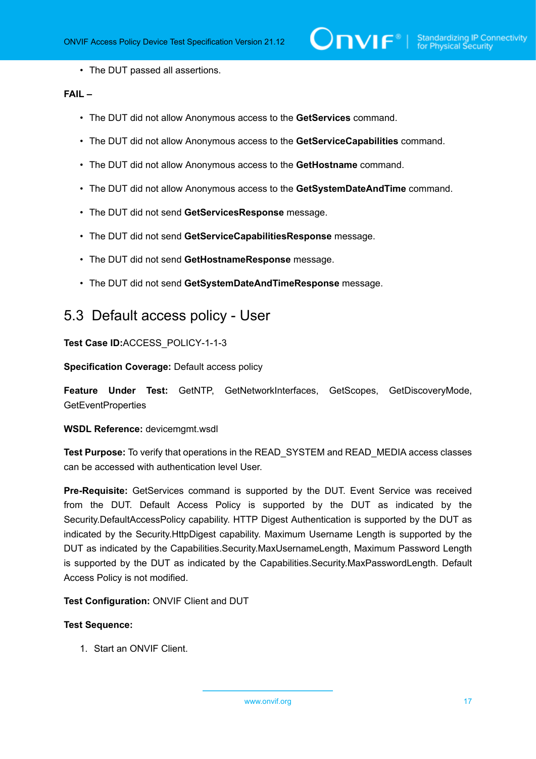- The DUT passed all assertions.

**FAIL –**

- The DUT did not allow Anonymous access to the **GetServices** command.
- The DUT did not allow Anonymous access to the **GetServiceCapabilities** command.
- The DUT did not allow Anonymous access to the **GetHostname** command.
- The DUT did not allow Anonymous access to the **GetSystemDateAndTime** command.
- The DUT did not send **GetServicesResponse** message.
- The DUT did not send **GetServiceCapabilitiesResponse** message.
- The DUT did not send **GetHostnameResponse** message.
- The DUT did not send **GetSystemDateAndTimeResponse** message.

## 5.3 Default access policy - User

**Test Case ID:**ACCESS_POLICY-1-1-3

**Specification Coverage:** Default access policy

**Feature Under Test:** GetNTP, GetNetworkInterfaces, GetScopes, GetDiscoveryMode, GetEventProperties

**WSDL Reference:** devicemgmt.wsdl

**Test Purpose:** To verify that operations in the READ_SYSTEM and READ_MEDIA access classes can be accessed with authentication level User.

**Pre-Requisite:** GetServices command is supported by the DUT. Event Service was received from the DUT. Default Access Policy is supported by the DUT as indicated by the Security.DefaultAccessPolicy capability. HTTP Digest Authentication is supported by the DUT as indicated by the Security.HttpDigest capability. Maximum Username Length is supported by the DUT as indicated by the Capabilities.Security.MaxUsernameLength, Maximum Password Length is supported by the DUT as indicated by the Capabilities.Security.MaxPasswordLength. Default Access Policy is not modified.

**Test Configuration:** ONVIF Client and DUT

**Test Sequence:**

1. Start an ONVIF Client.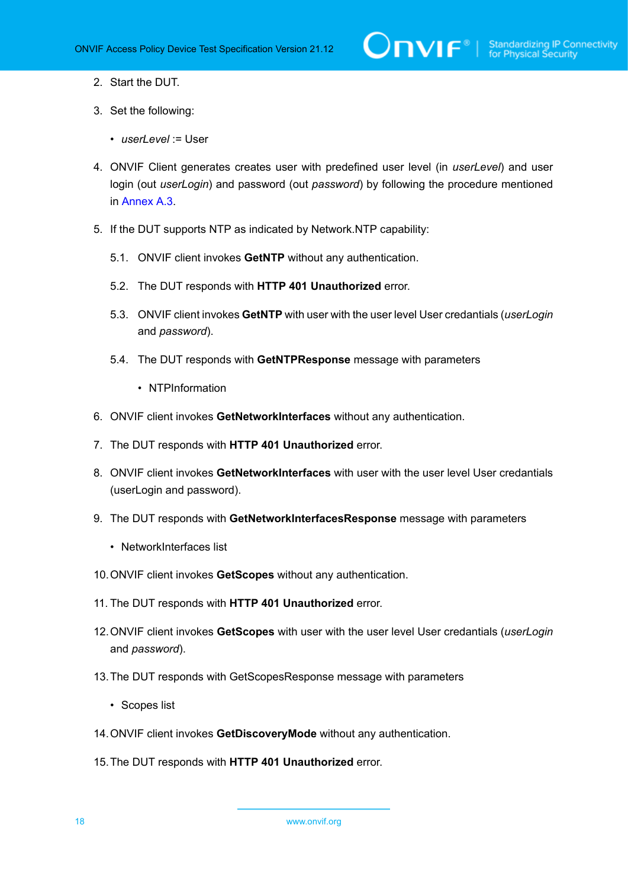2. Start the DUT.

3. Set the following:

   - *userLevel* := User

4. ONVIF Client generates creates user with predefined user level (in *userLevel*) and user login (out *userLogin*) and password (out *password*) by following the procedure mentioned in Annex A.3.

5. If the DUT supports NTP as indicated by Network.NTP capability:

   5.1. ONVIF client invokes **GetNTP** without any authentication.

   5.2. The DUT responds with **HTTP 401 Unauthorized** error.

   5.3. ONVIF client invokes **GetNTP** with user with the user level User credentials (*userLogin* and *password*).

   5.4. The DUT responds with **GetNTPResponse** message with parameters

   - NTPInformation

6. ONVIF client invokes **GetNetworkInterfaces** without any authentication.

7. The DUT responds with **HTTP 401 Unauthorized** error.

8. ONVIF client invokes **GetNetworkInterfaces** with user with the user level User credantials (userLogin and password).

9. The DUT responds with **GetNetworkInterfacesResponse** message with parameters

   - NetworkInterfaces list

10. ONVIF client invokes **GetScopes** without any authentication.

11. The DUT responds with **HTTP 401 Unauthorized** error.

12. ONVIF client invokes **GetScopes** with user with the user level User credentials (*userLogin* and *password*).

13. The DUT responds with GetScopesResponse message with parameters

    - Scopes list

14. ONVIF client invokes **GetDiscoveryMode** without any authentication.

15. The DUT responds with **HTTP 401 Unauthorized** error.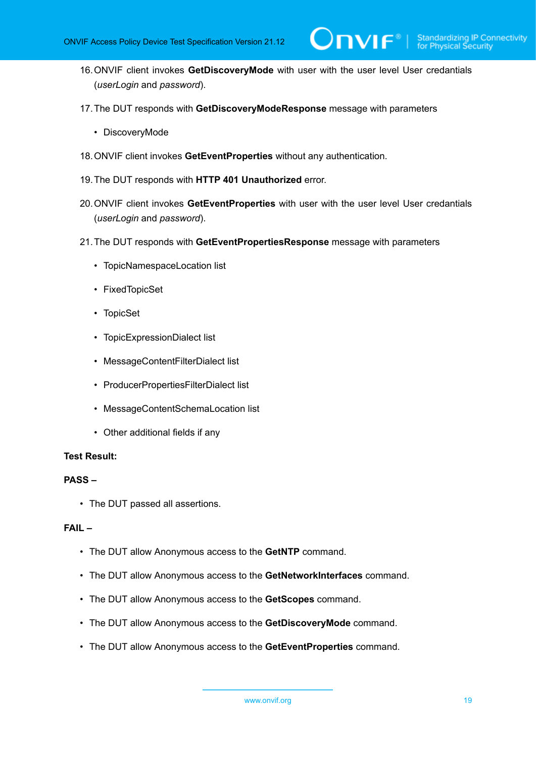16. ONVIF client invokes **GetDiscoveryMode** with user with the user level User credantials (*userLogin* and *password*).

17. The DUT responds with **GetDiscoveryModeResponse** message with parameters

    - DiscoveryMode

18. ONVIF client invokes **GetEventProperties** without any authentication.

19. The DUT responds with **HTTP 401 Unauthorized** error.

20. ONVIF client invokes **GetEventProperties** with user with the user level User credantials (*userLogin* and *password*).

21. The DUT responds with **GetEventPropertiesResponse** message with parameters

    - TopicNamespaceLocation list
    - FixedTopicSet
    - TopicSet
    - TopicExpressionDialect list
    - MessageContentFilterDialect list
    - ProducerPropertiesFilterDialect list
    - MessageContentSchemaLocation list
    - Other additional fields if any

**Test Result:**

**PASS –**

- The DUT passed all assertions.

**FAIL –**

- The DUT allow Anonymous access to the **GetNTP** command.
- The DUT allow Anonymous access to the **GetNetworkInterfaces** command.
- The DUT allow Anonymous access to the **GetScopes** command.
- The DUT allow Anonymous access to the **GetDiscoveryMode** command.
- The DUT allow Anonymous access to the **GetEventProperties** command.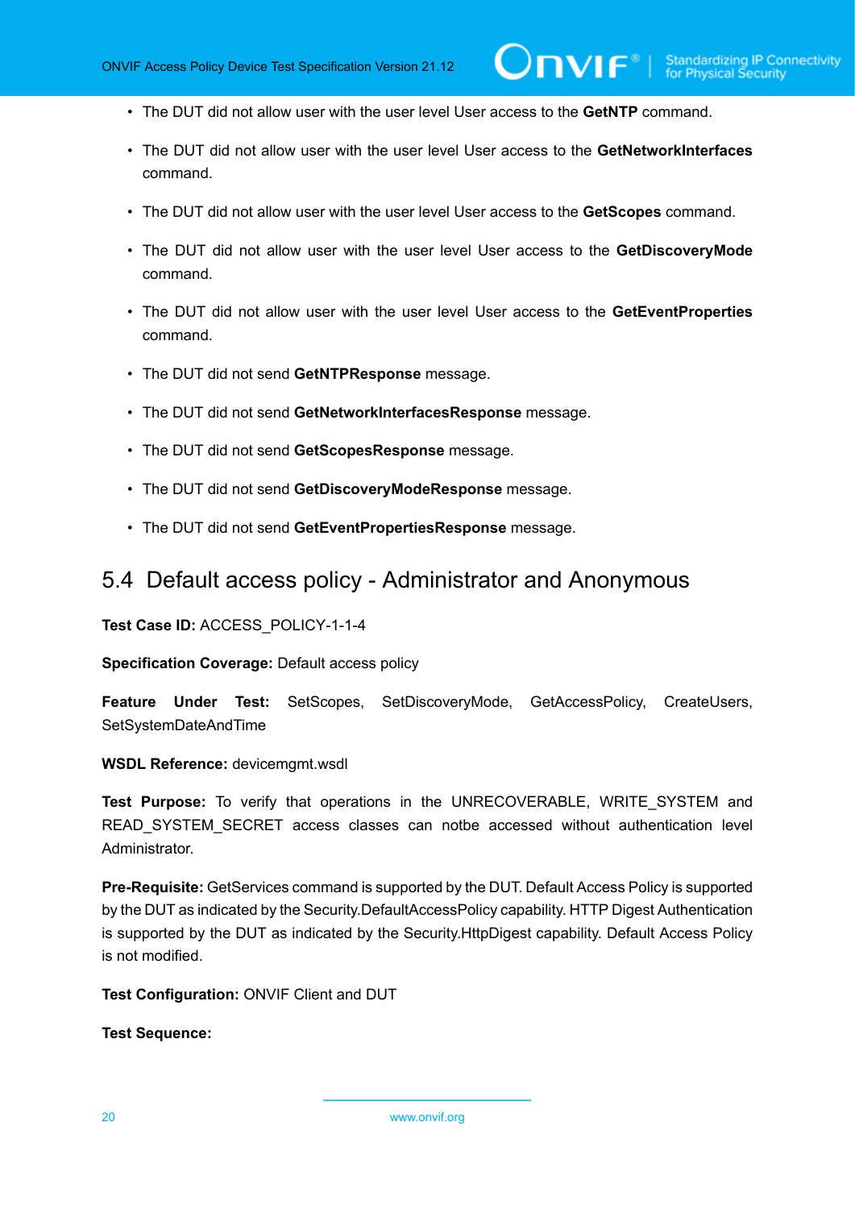- The DUT did not allow user with the user level User access to the **GetNTP** command.
- The DUT did not allow user with the user level User access to the **GetNetworkInterfaces** command.
- The DUT did not allow user with the user level User access to the **GetScopes** command.
- The DUT did not allow user with the user level User access to the **GetDiscoveryMode** command.
- The DUT did not allow user with the user level User access to the **GetEventProperties** command.
- The DUT did not send **GetNTPResponse** message.
- The DUT did not send **GetNetworkInterfacesResponse** message.
- The DUT did not send **GetScopesResponse** message.
- The DUT did not send **GetDiscoveryModeResponse** message.
- The DUT did not send **GetEventPropertiesResponse** message.

## 5.4 Default access policy - Administrator and Anonymous

**Test Case ID:** ACCESS_POLICY-1-1-4

**Specification Coverage:** Default access policy

**Feature Under Test:** SetScopes, SetDiscoveryMode, GetAccessPolicy, CreateUsers, SetSystemDateAndTime

**WSDL Reference:** devicemgmt.wsdl

**Test Purpose:** To verify that operations in the UNRECOVERABLE, WRITE_SYSTEM and READ_SYSTEM_SECRET access classes can notbe accessed without authentication level Administrator.

**Pre-Requisite:** GetServices command is supported by the DUT. Default Access Policy is supported by the DUT as indicated by the Security.DefaultAccessPolicy capability. HTTP Digest Authentication is supported by the DUT as indicated by the Security.HttpDigest capability. Default Access Policy is not modified.

**Test Configuration:** ONVIF Client and DUT

**Test Sequence:**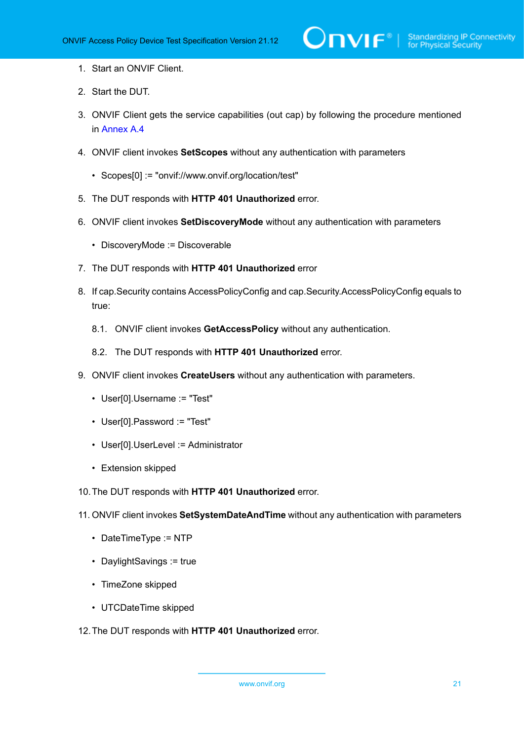1. Start an ONVIF Client.
2. Start the DUT.
3. ONVIF Client gets the service capabilities (out cap) by following the procedure mentioned in Annex A.4
4. ONVIF client invokes **SetScopes** without any authentication with parameters
   - Scopes[0] := "onvif://www.onvif.org/location/test"
5. The DUT responds with **HTTP 401 Unauthorized** error.
6. ONVIF client invokes **SetDiscoveryMode** without any authentication with parameters
   - DiscoveryMode := Discoverable
7. The DUT responds with **HTTP 401 Unauthorized** error
8. If cap.Security contains AccessPolicyConfig and cap.Security.AccessPolicyConfig equals to true:
   8.1. ONVIF client invokes **GetAccessPolicy** without any authentication.
   8.2. The DUT responds with **HTTP 401 Unauthorized** error.
9. ONVIF client invokes **CreateUsers** without any authentication with parameters.
   - User[0].Username := "Test"
   - User[0].Password := "Test"
   - User[0].UserLevel := Administrator
   - Extension skipped
10. The DUT responds with **HTTP 401 Unauthorized** error.
11. ONVIF client invokes **SetSystemDateAndTime** without any authentication with parameters
    - DateTimeType := NTP
    - DaylightSavings := true
    - TimeZone skipped
    - UTCDateTime skipped
12. The DUT responds with **HTTP 401 Unauthorized** error.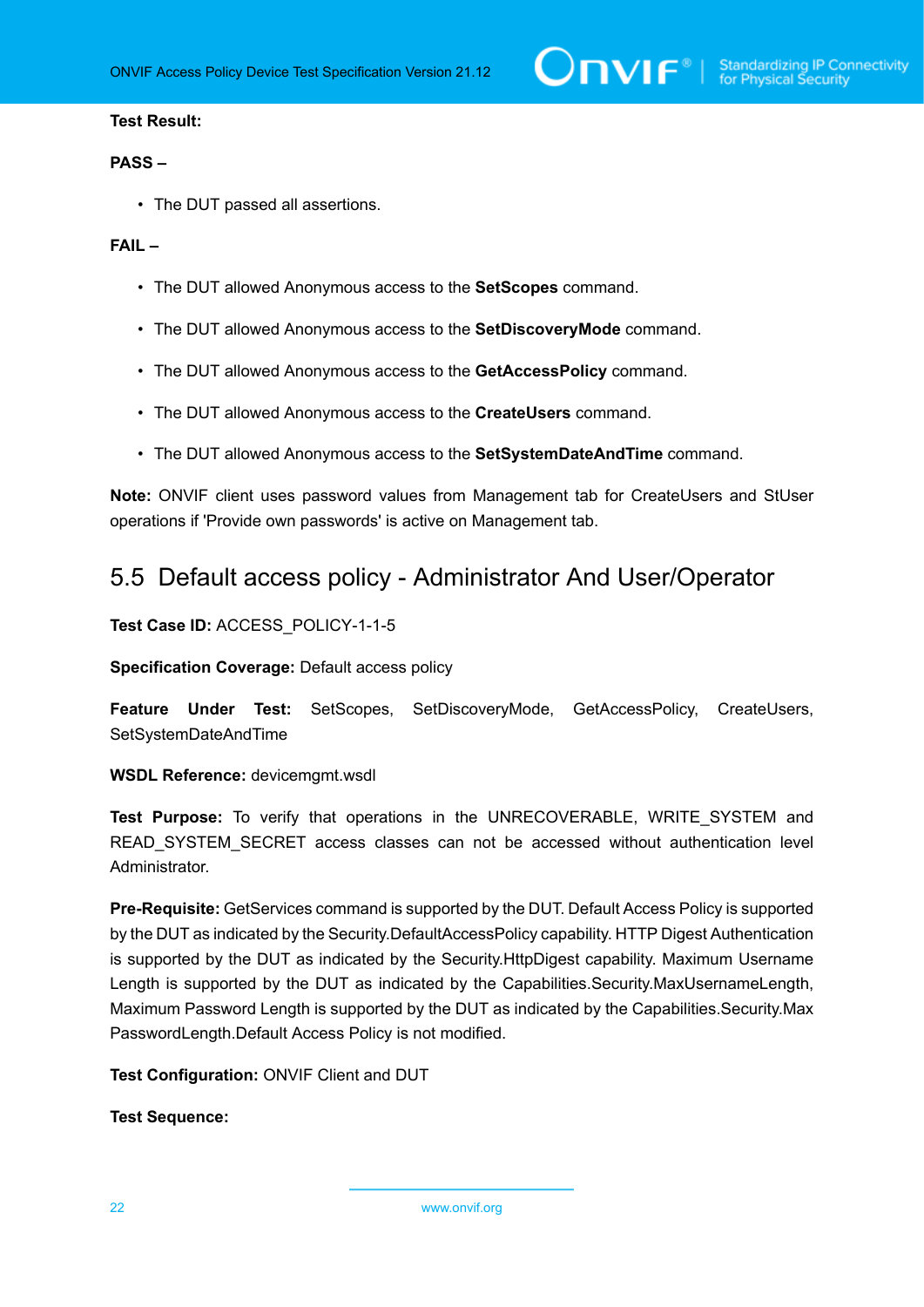**Test Result:**

**PASS –**

- The DUT passed all assertions.

**FAIL –**

- The DUT allowed Anonymous access to the **SetScopes** command.
- The DUT allowed Anonymous access to the **SetDiscoveryMode** command.
- The DUT allowed Anonymous access to the **GetAccessPolicy** command.
- The DUT allowed Anonymous access to the **CreateUsers** command.
- The DUT allowed Anonymous access to the **SetSystemDateAndTime** command.

**Note:** ONVIF client uses password values from Management tab for CreateUsers and StUser operations if 'Provide own passwords' is active on Management tab.

## 5.5 Default access policy - Administrator And User/Operator

**Test Case ID:** ACCESS_POLICY-1-1-5

**Specification Coverage:** Default access policy

**Feature Under Test:** SetScopes, SetDiscoveryMode, GetAccessPolicy, CreateUsers, SetSystemDateAndTime

**WSDL Reference:** devicemgmt.wsdl

**Test Purpose:** To verify that operations in the UNRECOVERABLE, WRITE_SYSTEM and READ_SYSTEM_SECRET access classes can not be accessed without authentication level Administrator.

**Pre-Requisite:** GetServices command is supported by the DUT. Default Access Policy is supported by the DUT as indicated by the Security.DefaultAccessPolicy capability. HTTP Digest Authentication is supported by the DUT as indicated by the Security.HttpDigest capability. Maximum Username Length is supported by the DUT as indicated by the Capabilities.Security.MaxUsernameLength, Maximum Password Length is supported by the DUT as indicated by the Capabilities.Security.Max PasswordLength.Default Access Policy is not modified.

**Test Configuration:** ONVIF Client and DUT

**Test Sequence:**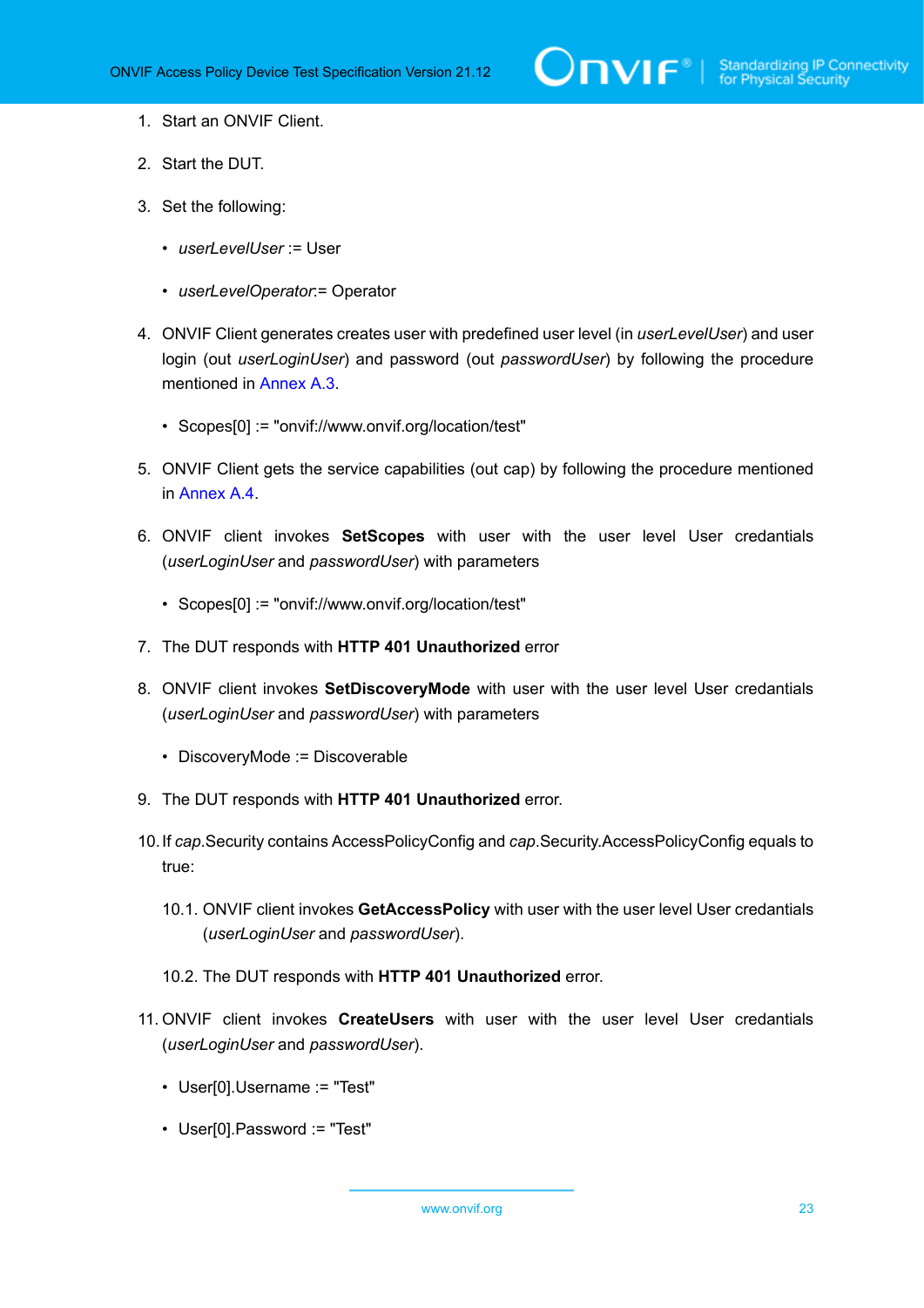1. Start an ONVIF Client.

2. Start the DUT.

3. Set the following:

   - *userLevelUser* := User

   - *userLevelOperator*:= Operator

4. ONVIF Client generates creates user with predefined user level (in *userLevelUser*) and user login (out *userLoginUser*) and password (out *passwordUser*) by following the procedure mentioned in Annex A.3.

   - Scopes[0] := "onvif://www.onvif.org/location/test"

5. ONVIF Client gets the service capabilities (out cap) by following the procedure mentioned in Annex A.4.

6. ONVIF client invokes **SetScopes** with user with the user level User credantials (*userLoginUser* and *passwordUser*) with parameters

   - Scopes[0] := "onvif://www.onvif.org/location/test"

7. The DUT responds with **HTTP 401 Unauthorized** error

8. ONVIF client invokes **SetDiscoveryMode** with user with the user level User credantials (*userLoginUser* and *passwordUser*) with parameters

   - DiscoveryMode := Discoverable

9. The DUT responds with **HTTP 401 Unauthorized** error.

10. If *cap*.Security contains AccessPolicyConfig and *cap*.Security.AccessPolicyConfig equals to true:

    10.1. ONVIF client invokes **GetAccessPolicy** with user with the user level User credantials (*userLoginUser* and *passwordUser*).

    10.2. The DUT responds with **HTTP 401 Unauthorized** error.

11. ONVIF client invokes **CreateUsers** with user with the user level User credantials (*userLoginUser* and *passwordUser*).

    - User[0].Username := "Test"

    - User[0].Password := "Test"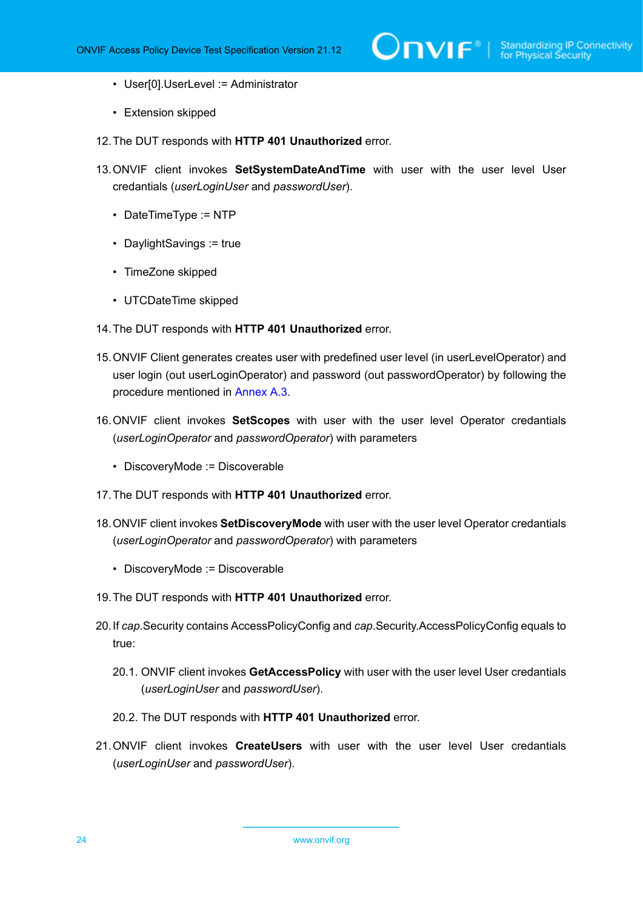- User[0].UserLevel := Administrator
- Extension skipped

12. The DUT responds with **HTTP 401 Unauthorized** error.

13. ONVIF client invokes **SetSystemDateAndTime** with user with the user level User credantials (*userLoginUser* and *passwordUser*).

    - DateTimeType := NTP
    - DaylightSavings := true
    - TimeZone skipped
    - UTCDateTime skipped

14. The DUT responds with **HTTP 401 Unauthorized** error.

15. ONVIF Client generates creates user with predefined user level (in userLevelOperator) and user login (out userLoginOperator) and password (out passwordOperator) by following the procedure mentioned in Annex A.3.

16. ONVIF client invokes **SetScopes** with user with the user level Operator credantials (*userLoginOperator* and *passwordOperator*) with parameters

    - DiscoveryMode := Discoverable

17. The DUT responds with **HTTP 401 Unauthorized** error.

18. ONVIF client invokes **SetDiscoveryMode** with user with the user level Operator credantials (*userLoginOperator* and *passwordOperator*) with parameters

    - DiscoveryMode := Discoverable

19. The DUT responds with **HTTP 401 Unauthorized** error.

20. If *cap*.Security contains AccessPolicyConfig and *cap*.Security.AccessPolicyConfig equals to true:

    20.1. ONVIF client invokes **GetAccessPolicy** with user with the user level User credantials (*userLoginUser* and *passwordUser*).

    20.2. The DUT responds with **HTTP 401 Unauthorized** error.

21. ONVIF client invokes **CreateUsers** with user with the user level User credantials (*userLoginUser* and *passwordUser*).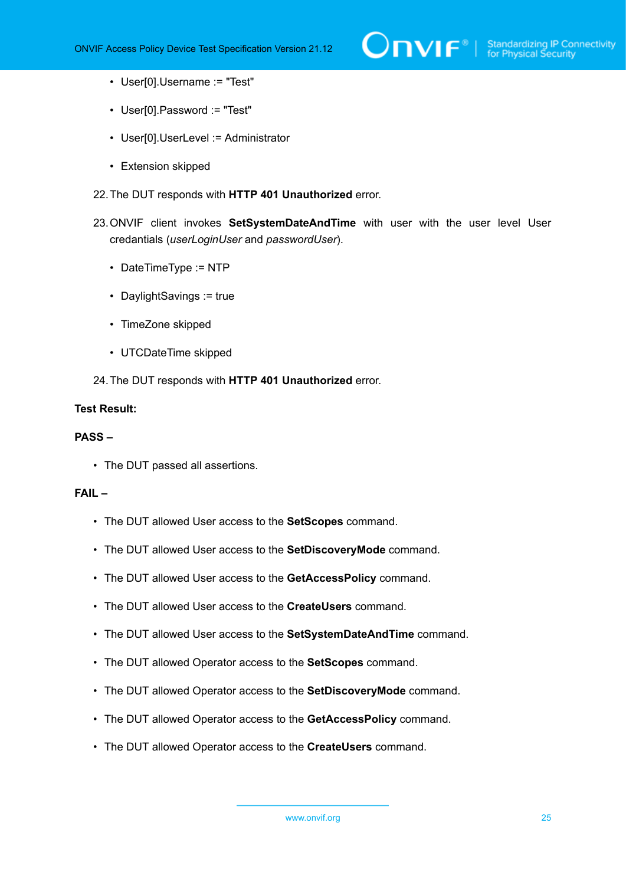- User[0].Username := "Test"
- User[0].Password := "Test"
- User[0].UserLevel := Administrator
- Extension skipped

22. The DUT responds with **HTTP 401 Unauthorized** error.

23. ONVIF client invokes **SetSystemDateAndTime** with user with the user level User credantials (*userLoginUser* and *passwordUser*).

    - DateTimeType := NTP
    - DaylightSavings := true
    - TimeZone skipped
    - UTCDateTime skipped

24. The DUT responds with **HTTP 401 Unauthorized** error.

**Test Result:**

**PASS –**

- The DUT passed all assertions.

**FAIL –**

- The DUT allowed User access to the **SetScopes** command.
- The DUT allowed User access to the **SetDiscoveryMode** command.
- The DUT allowed User access to the **GetAccessPolicy** command.
- The DUT allowed User access to the **CreateUsers** command.
- The DUT allowed User access to the **SetSystemDateAndTime** command.
- The DUT allowed Operator access to the **SetScopes** command.
- The DUT allowed Operator access to the **SetDiscoveryMode** command.
- The DUT allowed Operator access to the **GetAccessPolicy** command.
- The DUT allowed Operator access to the **CreateUsers** command.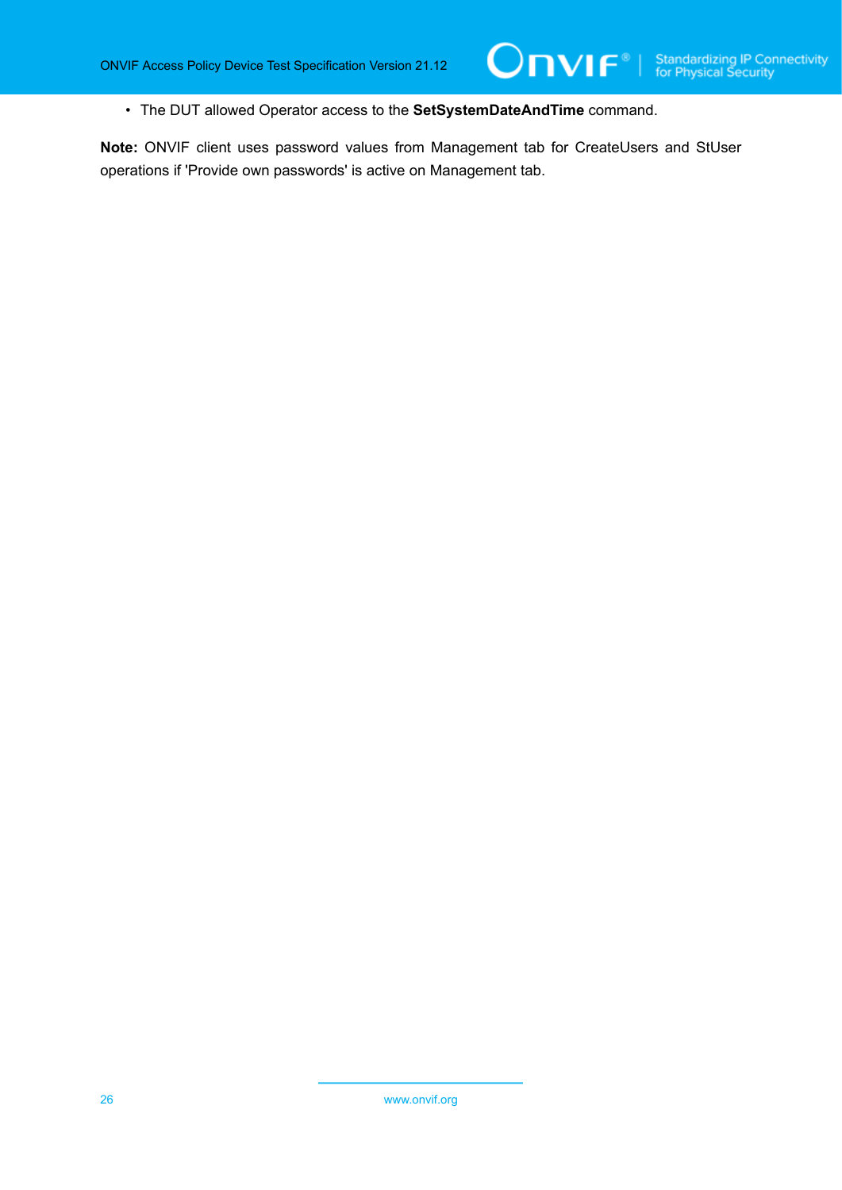- The DUT allowed Operator access to the **SetSystemDateAndTime** command.

**Note:** ONVIF client uses password values from Management tab for CreateUsers and StUser operations if 'Provide own passwords' is active on Management tab.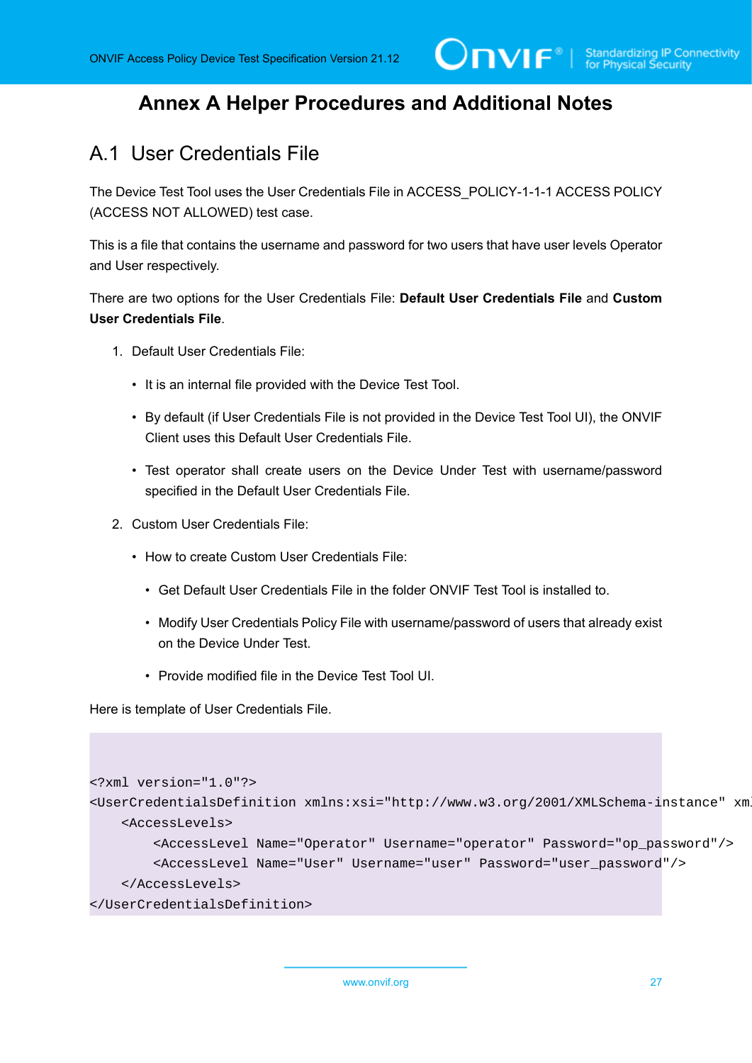# Annex A Helper Procedures and Additional Notes

## A.1 User Credentials File

The Device Test Tool uses the User Credentials File in ACCESS_POLICY-1-1-1 ACCESS POLICY (ACCESS NOT ALLOWED) test case.

This is a file that contains the username and password for two users that have user levels Operator and User respectively.

There are two options for the User Credentials File: **Default User Credentials File** and **Custom User Credentials File**.

1. Default User Credentials File:
   - It is an internal file provided with the Device Test Tool.
   - By default (if User Credentials File is not provided in the Device Test Tool UI), the ONVIF Client uses this Default User Credentials File.
   - Test operator shall create users on the Device Under Test with username/password specified in the Default User Credentials File.
2. Custom User Credentials File:
   - How to create Custom User Credentials File:
     - Get Default User Credentials File in the folder ONVIF Test Tool is installed to.
     - Modify User Credentials Policy File with username/password of users that already exist on the Device Under Test.
     - Provide modified file in the Device Test Tool UI.

Here is template of User Credentials File.

```
<?xml version="1.0"?>
<UserCredentialsDefinition xmlns:xsi="http://www.w3.org/2001/XMLSchema-instance" xml
    <AccessLevels>
        <AccessLevel Name="Operator" Username="operator" Password="op_password"/>
        <AccessLevel Name="User" Username="user" Password="user_password"/>
    </AccessLevels>
</UserCredentialsDefinition>
```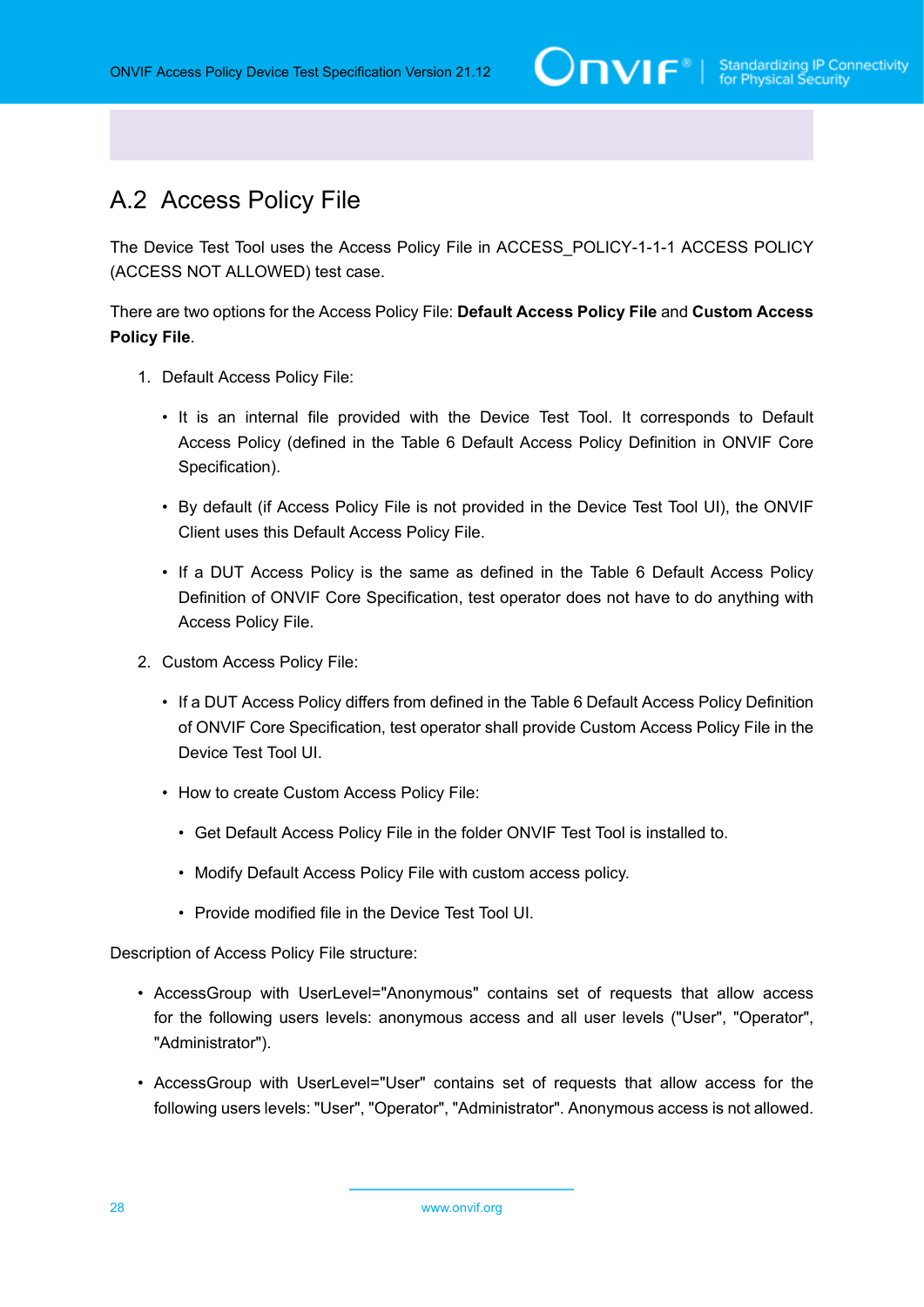## A.2 Access Policy File

The Device Test Tool uses the Access Policy File in ACCESS_POLICY-1-1-1 ACCESS POLICY (ACCESS NOT ALLOWED) test case.

There are two options for the Access Policy File: **Default Access Policy File** and **Custom Access Policy File**.

1. Default Access Policy File:
   - It is an internal file provided with the Device Test Tool. It corresponds to Default Access Policy (defined in the Table 6 Default Access Policy Definition in ONVIF Core Specification).
   - By default (if Access Policy File is not provided in the Device Test Tool UI), the ONVIF Client uses this Default Access Policy File.
   - If a DUT Access Policy is the same as defined in the Table 6 Default Access Policy Definition of ONVIF Core Specification, test operator does not have to do anything with Access Policy File.
2. Custom Access Policy File:
   - If a DUT Access Policy differs from defined in the Table 6 Default Access Policy Definition of ONVIF Core Specification, test operator shall provide Custom Access Policy File in the Device Test Tool UI.
   - How to create Custom Access Policy File:
     - Get Default Access Policy File in the folder ONVIF Test Tool is installed to.
     - Modify Default Access Policy File with custom access policy.
     - Provide modified file in the Device Test Tool UI.

Description of Access Policy File structure:

- AccessGroup with UserLevel="Anonymous" contains set of requests that allow access for the following users levels: anonymous access and all user levels ("User", "Operator", "Administrator").
- AccessGroup with UserLevel="User" contains set of requests that allow access for the following users levels: "User", "Operator", "Administrator". Anonymous access is not allowed.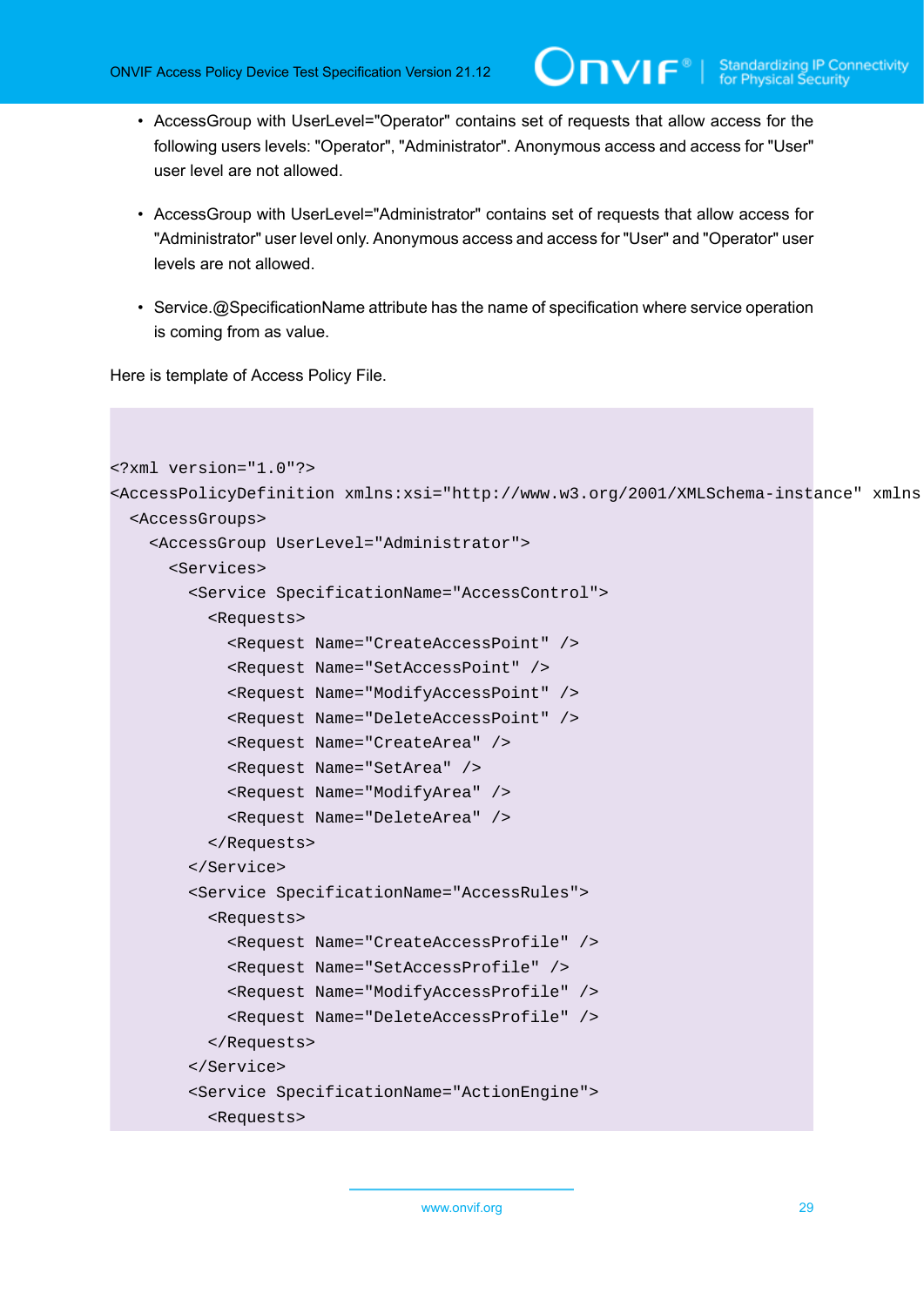- AccessGroup with UserLevel="Operator" contains set of requests that allow access for the following users levels: "Operator", "Administrator". Anonymous access and access for "User" user level are not allowed.

- AccessGroup with UserLevel="Administrator" contains set of requests that allow access for "Administrator" user level only. Anonymous access and access for "User" and "Operator" user levels are not allowed.

- Service.@SpecificationName attribute has the name of specification where service operation is coming from as value.

Here is template of Access Policy File.

```
<?xml version="1.0"?>
<AccessPolicyDefinition xmlns:xsi="http://www.w3.org/2001/XMLSchema-instance" xmlns
  <AccessGroups>
    <AccessGroup UserLevel="Administrator">
      <Services>
        <Service SpecificationName="AccessControl">
          <Requests>
            <Request Name="CreateAccessPoint" />
            <Request Name="SetAccessPoint" />
            <Request Name="ModifyAccessPoint" />
            <Request Name="DeleteAccessPoint" />
            <Request Name="CreateArea" />
            <Request Name="SetArea" />
            <Request Name="ModifyArea" />
            <Request Name="DeleteArea" />
          </Requests>
        </Service>
        <Service SpecificationName="AccessRules">
          <Requests>
            <Request Name="CreateAccessProfile" />
            <Request Name="SetAccessProfile" />
            <Request Name="ModifyAccessProfile" />
            <Request Name="DeleteAccessProfile" />
          </Requests>
        </Service>
        <Service SpecificationName="ActionEngine">
          <Requests>
```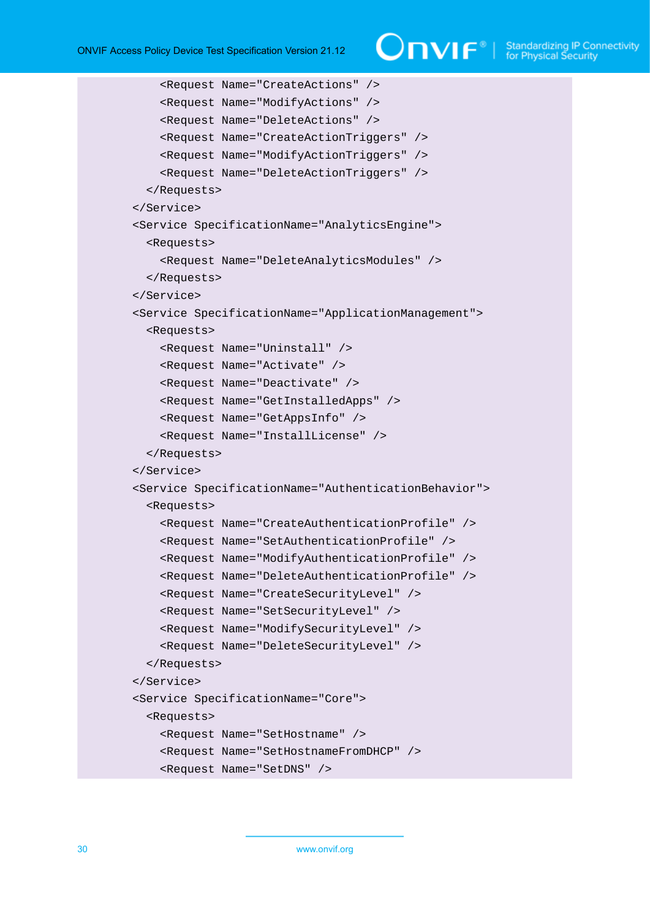```
        <Request Name="CreateActions" />
        <Request Name="ModifyActions" />
        <Request Name="DeleteActions" />
        <Request Name="CreateActionTriggers" />
        <Request Name="ModifyActionTriggers" />
        <Request Name="DeleteActionTriggers" />
      </Requests>
    </Service>
    <Service SpecificationName="AnalyticsEngine">
      <Requests>
        <Request Name="DeleteAnalyticsModules" />
      </Requests>
    </Service>
    <Service SpecificationName="ApplicationManagement">
      <Requests>
        <Request Name="Uninstall" />
        <Request Name="Activate" />
        <Request Name="Deactivate" />
        <Request Name="GetInstalledApps" />
        <Request Name="GetAppsInfo" />
        <Request Name="InstallLicense" />
      </Requests>
    </Service>
    <Service SpecificationName="AuthenticationBehavior">
      <Requests>
        <Request Name="CreateAuthenticationProfile" />
        <Request Name="SetAuthenticationProfile" />
        <Request Name="ModifyAuthenticationProfile" />
        <Request Name="DeleteAuthenticationProfile" />
        <Request Name="CreateSecurityLevel" />
        <Request Name="SetSecurityLevel" />
        <Request Name="ModifySecurityLevel" />
        <Request Name="DeleteSecurityLevel" />
      </Requests>
    </Service>
    <Service SpecificationName="Core">
      <Requests>
        <Request Name="SetHostname" />
        <Request Name="SetHostnameFromDHCP" />
        <Request Name="SetDNS" />
```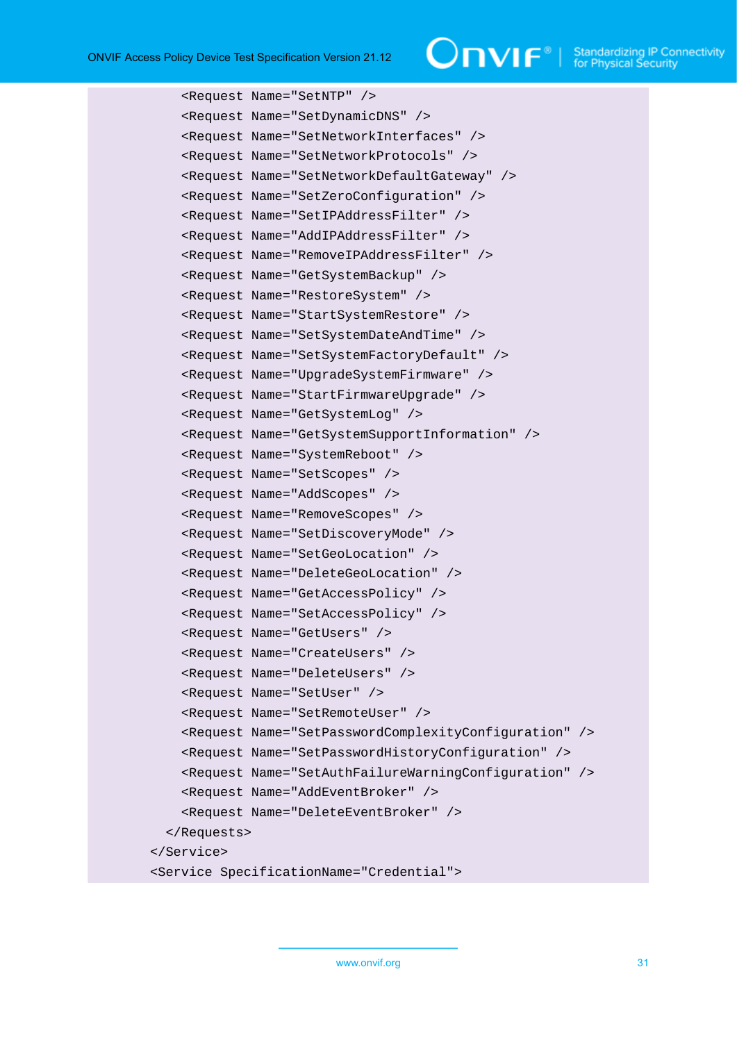```
            <Request Name="SetNTP" />
            <Request Name="SetDynamicDNS" />
            <Request Name="SetNetworkInterfaces" />
            <Request Name="SetNetworkProtocols" />
            <Request Name="SetNetworkDefaultGateway" />
            <Request Name="SetZeroConfiguration" />
            <Request Name="SetIPAddressFilter" />
            <Request Name="AddIPAddressFilter" />
            <Request Name="RemoveIPAddressFilter" />
            <Request Name="GetSystemBackup" />
            <Request Name="RestoreSystem" />
            <Request Name="StartSystemRestore" />
            <Request Name="SetSystemDateAndTime" />
            <Request Name="SetSystemFactoryDefault" />
            <Request Name="UpgradeSystemFirmware" />
            <Request Name="StartFirmwareUpgrade" />
            <Request Name="GetSystemLog" />
            <Request Name="GetSystemSupportInformation" />
            <Request Name="SystemReboot" />
            <Request Name="SetScopes" />
            <Request Name="AddScopes" />
            <Request Name="RemoveScopes" />
            <Request Name="SetDiscoveryMode" />
            <Request Name="SetGeoLocation" />
            <Request Name="DeleteGeoLocation" />
            <Request Name="GetAccessPolicy" />
            <Request Name="SetAccessPolicy" />
            <Request Name="GetUsers" />
            <Request Name="CreateUsers" />
            <Request Name="DeleteUsers" />
            <Request Name="SetUser" />
            <Request Name="SetRemoteUser" />
            <Request Name="SetPasswordComplexityConfiguration" />
            <Request Name="SetPasswordHistoryConfiguration" />
            <Request Name="SetAuthFailureWarningConfiguration" />
            <Request Name="AddEventBroker" />
            <Request Name="DeleteEventBroker" />
          </Requests>
        </Service>
        <Service SpecificationName="Credential">
```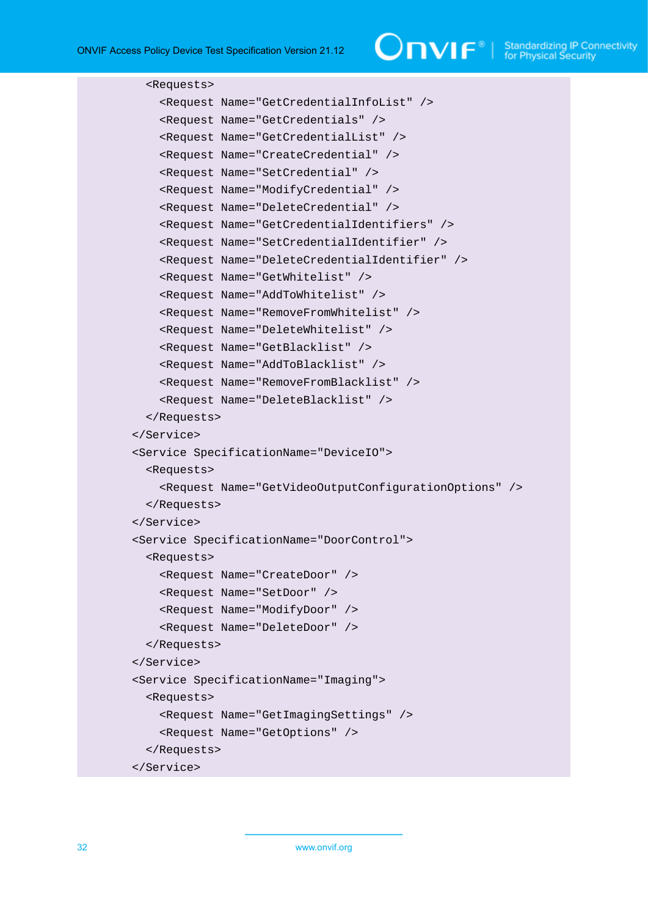```
      <Requests>
        <Request Name="GetCredentialInfoList" />
        <Request Name="GetCredentials" />
        <Request Name="GetCredentialList" />
        <Request Name="CreateCredential" />
        <Request Name="SetCredential" />
        <Request Name="ModifyCredential" />
        <Request Name="DeleteCredential" />
        <Request Name="GetCredentialIdentifiers" />
        <Request Name="SetCredentialIdentifier" />
        <Request Name="DeleteCredentialIdentifier" />
        <Request Name="GetWhitelist" />
        <Request Name="AddToWhitelist" />
        <Request Name="RemoveFromWhitelist" />
        <Request Name="DeleteWhitelist" />
        <Request Name="GetBlacklist" />
        <Request Name="AddToBlacklist" />
        <Request Name="RemoveFromBlacklist" />
        <Request Name="DeleteBlacklist" />
      </Requests>
    </Service>
    <Service SpecificationName="DeviceIO">
      <Requests>
        <Request Name="GetVideoOutputConfigurationOptions" />
      </Requests>
    </Service>
    <Service SpecificationName="DoorControl">
      <Requests>
        <Request Name="CreateDoor" />
        <Request Name="SetDoor" />
        <Request Name="ModifyDoor" />
        <Request Name="DeleteDoor" />
      </Requests>
    </Service>
    <Service SpecificationName="Imaging">
      <Requests>
        <Request Name="GetImagingSettings" />
        <Request Name="GetOptions" />
      </Requests>
    </Service>
```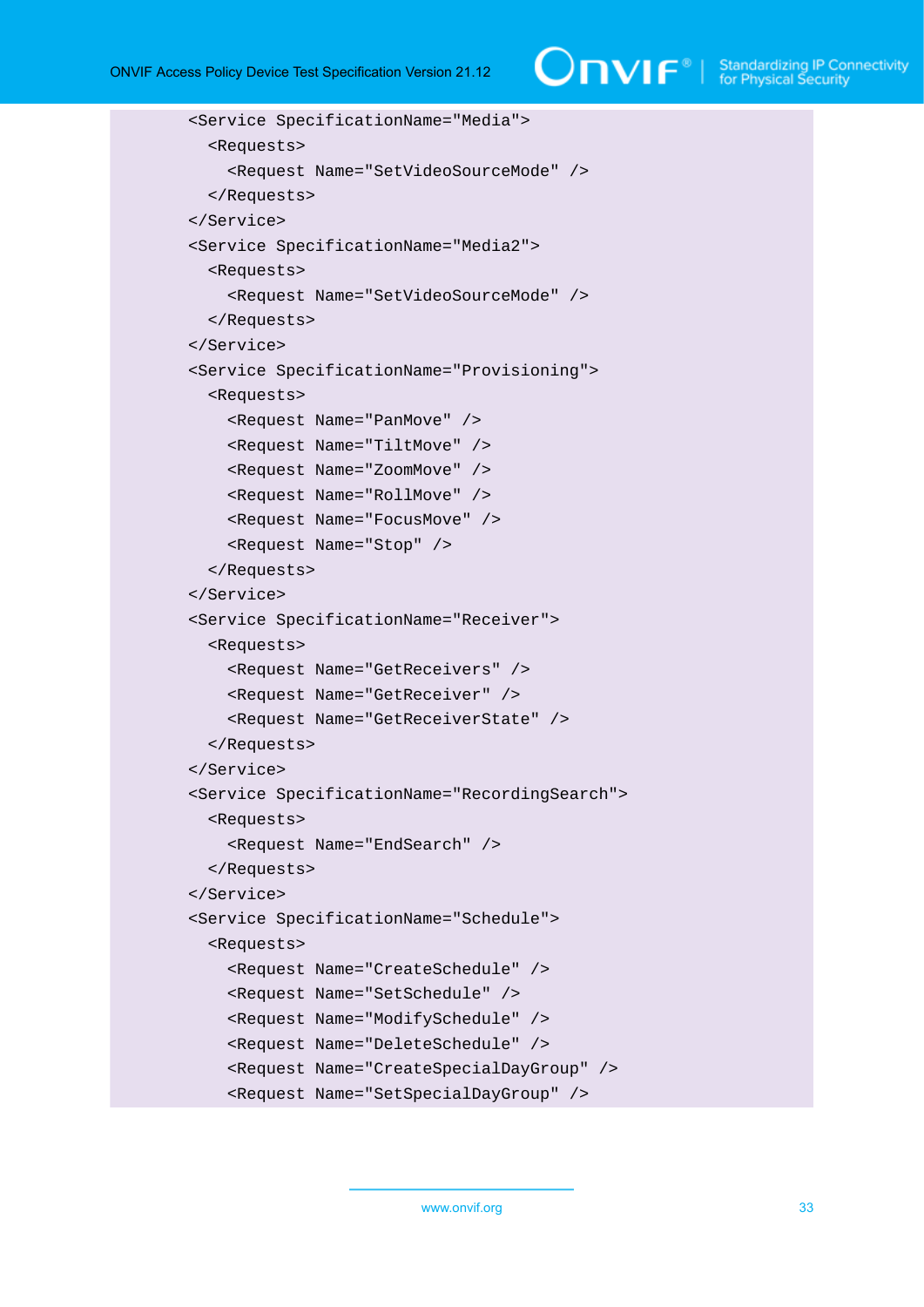```
<Service SpecificationName="Media">
  <Requests>
    <Request Name="SetVideoSourceMode" />
  </Requests>
</Service>
<Service SpecificationName="Media2">
  <Requests>
    <Request Name="SetVideoSourceMode" />
  </Requests>
</Service>
<Service SpecificationName="Provisioning">
  <Requests>
    <Request Name="PanMove" />
    <Request Name="TiltMove" />
    <Request Name="ZoomMove" />
    <Request Name="RollMove" />
    <Request Name="FocusMove" />
    <Request Name="Stop" />
  </Requests>
</Service>
<Service SpecificationName="Receiver">
  <Requests>
    <Request Name="GetReceivers" />
    <Request Name="GetReceiver" />
    <Request Name="GetReceiverState" />
  </Requests>
</Service>
<Service SpecificationName="RecordingSearch">
  <Requests>
    <Request Name="EndSearch" />
  </Requests>
</Service>
<Service SpecificationName="Schedule">
  <Requests>
    <Request Name="CreateSchedule" />
    <Request Name="SetSchedule" />
    <Request Name="ModifySchedule" />
    <Request Name="DeleteSchedule" />
    <Request Name="CreateSpecialDayGroup" />
    <Request Name="SetSpecialDayGroup" />
```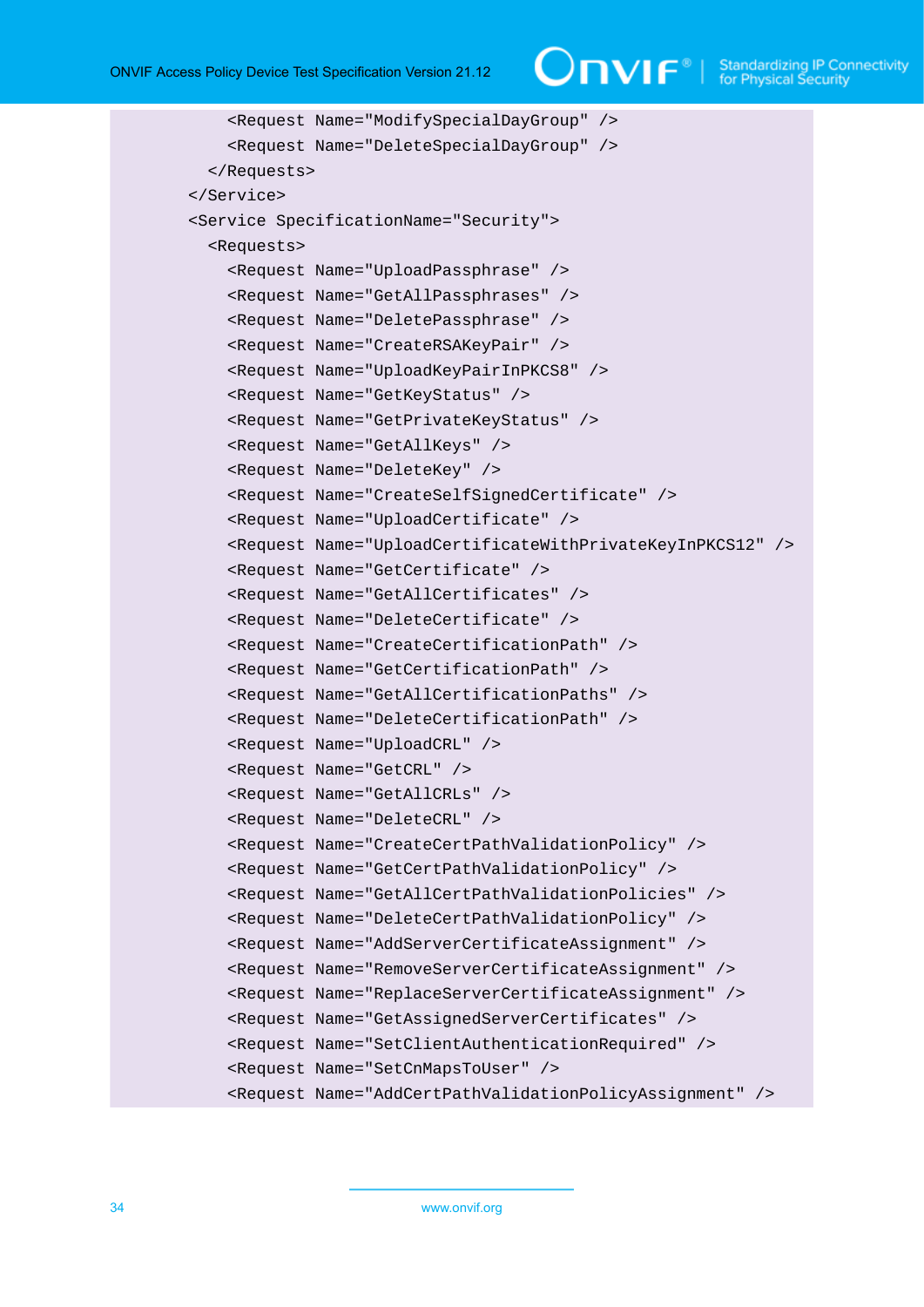```
        <Request Name="ModifySpecialDayGroup" />
        <Request Name="DeleteSpecialDayGroup" />
      </Requests>
    </Service>
    <Service SpecificationName="Security">
      <Requests>
        <Request Name="UploadPassphrase" />
        <Request Name="GetAllPassphrases" />
        <Request Name="DeletePassphrase" />
        <Request Name="CreateRSAKeyPair" />
        <Request Name="UploadKeyPairInPKCS8" />
        <Request Name="GetKeyStatus" />
        <Request Name="GetPrivateKeyStatus" />
        <Request Name="GetAllKeys" />
        <Request Name="DeleteKey" />
        <Request Name="CreateSelfSignedCertificate" />
        <Request Name="UploadCertificate" />
        <Request Name="UploadCertificateWithPrivateKeyInPKCS12" />
        <Request Name="GetCertificate" />
        <Request Name="GetAllCertificates" />
        <Request Name="DeleteCertificate" />
        <Request Name="CreateCertificationPath" />
        <Request Name="GetCertificationPath" />
        <Request Name="GetAllCertificationPaths" />
        <Request Name="DeleteCertificationPath" />
        <Request Name="UploadCRL" />
        <Request Name="GetCRL" />
        <Request Name="GetAllCRLs" />
        <Request Name="DeleteCRL" />
        <Request Name="CreateCertPathValidationPolicy" />
        <Request Name="GetCertPathValidationPolicy" />
        <Request Name="GetAllCertPathValidationPolicies" />
        <Request Name="DeleteCertPathValidationPolicy" />
        <Request Name="AddServerCertificateAssignment" />
        <Request Name="RemoveServerCertificateAssignment" />
        <Request Name="ReplaceServerCertificateAssignment" />
        <Request Name="GetAssignedServerCertificates" />
        <Request Name="SetClientAuthenticationRequired" />
        <Request Name="SetCnMapsToUser" />
        <Request Name="AddCertPathValidationPolicyAssignment" />
```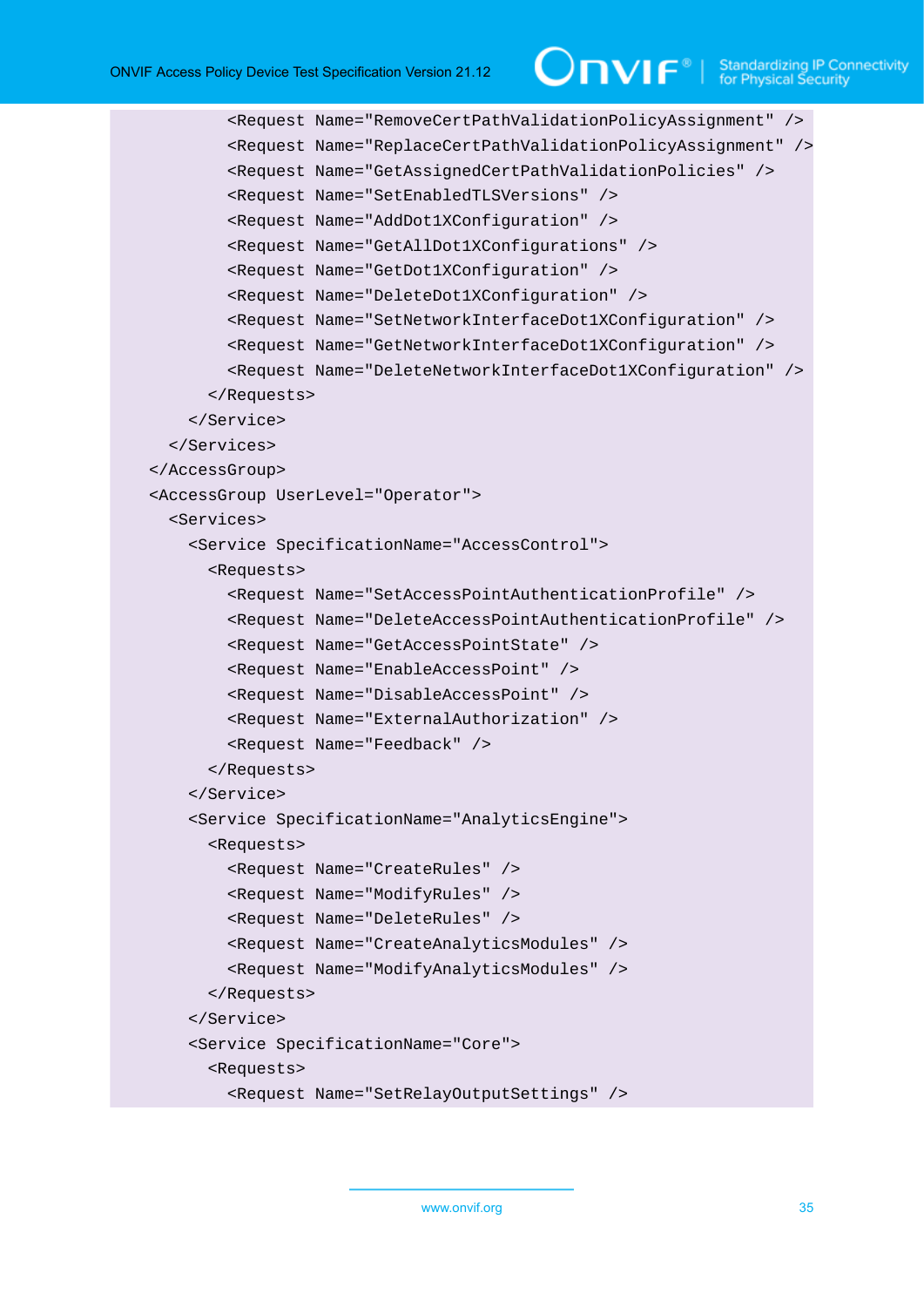```
          <Request Name="RemoveCertPathValidationPolicyAssignment" />
          <Request Name="ReplaceCertPathValidationPolicyAssignment" />
          <Request Name="GetAssignedCertPathValidationPolicies" />
          <Request Name="SetEnabledTLSVersions" />
          <Request Name="AddDot1XConfiguration" />
          <Request Name="GetAllDot1XConfigurations" />
          <Request Name="GetDot1XConfiguration" />
          <Request Name="DeleteDot1XConfiguration" />
          <Request Name="SetNetworkInterfaceDot1XConfiguration" />
          <Request Name="GetNetworkInterfaceDot1XConfiguration" />
          <Request Name="DeleteNetworkInterfaceDot1XConfiguration" />
        </Requests>
      </Service>
    </Services>
  </AccessGroup>
  <AccessGroup UserLevel="Operator">
    <Services>
      <Service SpecificationName="AccessControl">
        <Requests>
          <Request Name="SetAccessPointAuthenticationProfile" />
          <Request Name="DeleteAccessPointAuthenticationProfile" />
          <Request Name="GetAccessPointState" />
          <Request Name="EnableAccessPoint" />
          <Request Name="DisableAccessPoint" />
          <Request Name="ExternalAuthorization" />
          <Request Name="Feedback" />
        </Requests>
      </Service>
      <Service SpecificationName="AnalyticsEngine">
        <Requests>
          <Request Name="CreateRules" />
          <Request Name="ModifyRules" />
          <Request Name="DeleteRules" />
          <Request Name="CreateAnalyticsModules" />
          <Request Name="ModifyAnalyticsModules" />
        </Requests>
      </Service>
      <Service SpecificationName="Core">
        <Requests>
          <Request Name="SetRelayOutputSettings" />
```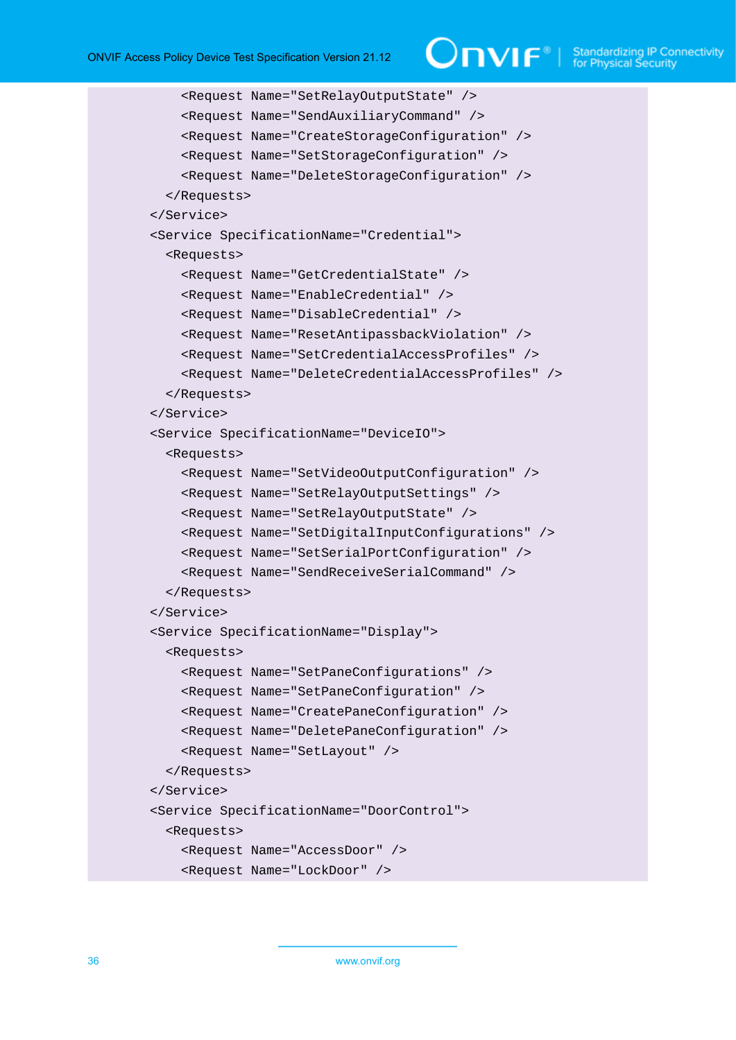```
        <Request Name="SetRelayOutputState" />
        <Request Name="SendAuxiliaryCommand" />
        <Request Name="CreateStorageConfiguration" />
        <Request Name="SetStorageConfiguration" />
        <Request Name="DeleteStorageConfiguration" />
      </Requests>
    </Service>
    <Service SpecificationName="Credential">
      <Requests>
        <Request Name="GetCredentialState" />
        <Request Name="EnableCredential" />
        <Request Name="DisableCredential" />
        <Request Name="ResetAntipassbackViolation" />
        <Request Name="SetCredentialAccessProfiles" />
        <Request Name="DeleteCredentialAccessProfiles" />
      </Requests>
    </Service>
    <Service SpecificationName="DeviceIO">
      <Requests>
        <Request Name="SetVideoOutputConfiguration" />
        <Request Name="SetRelayOutputSettings" />
        <Request Name="SetRelayOutputState" />
        <Request Name="SetDigitalInputConfigurations" />
        <Request Name="SetSerialPortConfiguration" />
        <Request Name="SendReceiveSerialCommand" />
      </Requests>
    </Service>
    <Service SpecificationName="Display">
      <Requests>
        <Request Name="SetPaneConfigurations" />
        <Request Name="SetPaneConfiguration" />
        <Request Name="CreatePaneConfiguration" />
        <Request Name="DeletePaneConfiguration" />
        <Request Name="SetLayout" />
      </Requests>
    </Service>
    <Service SpecificationName="DoorControl">
      <Requests>
        <Request Name="AccessDoor" />
        <Request Name="LockDoor" />
```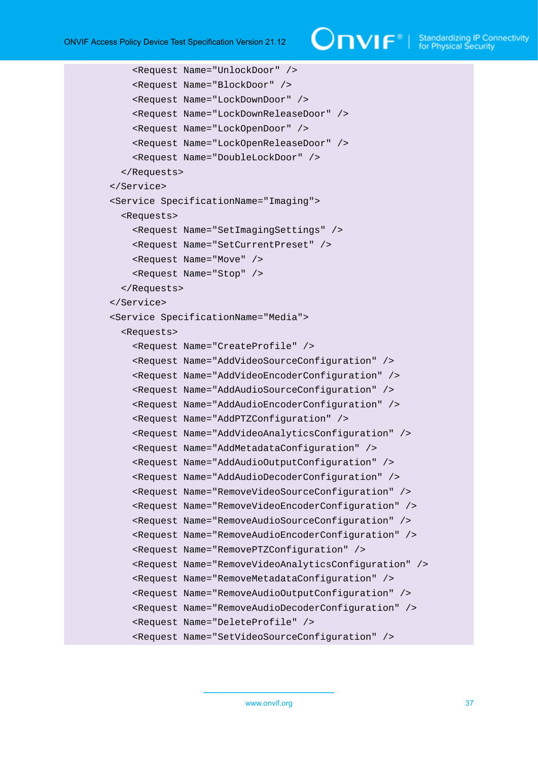```
      <Request Name="UnlockDoor" />
      <Request Name="BlockDoor" />
      <Request Name="LockDownDoor" />
      <Request Name="LockDownReleaseDoor" />
      <Request Name="LockOpenDoor" />
      <Request Name="LockOpenReleaseDoor" />
      <Request Name="DoubleLockDoor" />
    </Requests>
  </Service>
  <Service SpecificationName="Imaging">
    <Requests>
      <Request Name="SetImagingSettings" />
      <Request Name="SetCurrentPreset" />
      <Request Name="Move" />
      <Request Name="Stop" />
    </Requests>
  </Service>
  <Service SpecificationName="Media">
    <Requests>
      <Request Name="CreateProfile" />
      <Request Name="AddVideoSourceConfiguration" />
      <Request Name="AddVideoEncoderConfiguration" />
      <Request Name="AddAudioSourceConfiguration" />
      <Request Name="AddAudioEncoderConfiguration" />
      <Request Name="AddPTZConfiguration" />
      <Request Name="AddVideoAnalyticsConfiguration" />
      <Request Name="AddMetadataConfiguration" />
      <Request Name="AddAudioOutputConfiguration" />
      <Request Name="AddAudioDecoderConfiguration" />
      <Request Name="RemoveVideoSourceConfiguration" />
      <Request Name="RemoveVideoEncoderConfiguration" />
      <Request Name="RemoveAudioSourceConfiguration" />
      <Request Name="RemoveAudioEncoderConfiguration" />
      <Request Name="RemovePTZConfiguration" />
      <Request Name="RemoveVideoAnalyticsConfiguration" />
      <Request Name="RemoveMetadataConfiguration" />
      <Request Name="RemoveAudioOutputConfiguration" />
      <Request Name="RemoveAudioDecoderConfiguration" />
      <Request Name="DeleteProfile" />
      <Request Name="SetVideoSourceConfiguration" />
```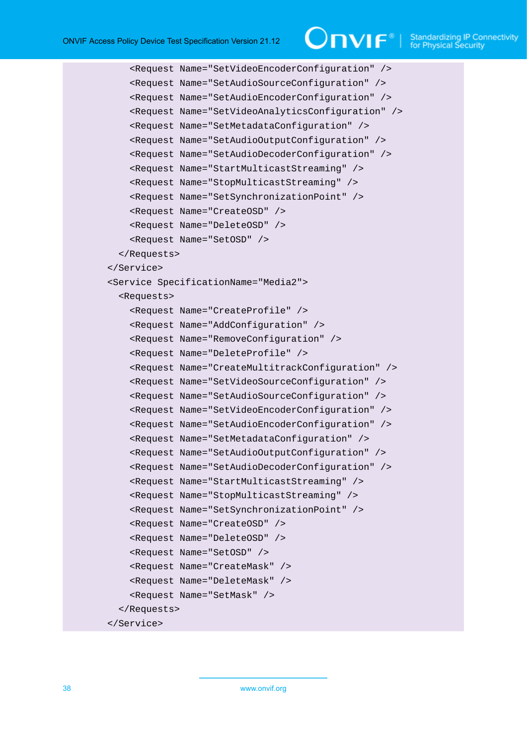```
        <Request Name="SetVideoEncoderConfiguration" />
        <Request Name="SetAudioSourceConfiguration" />
        <Request Name="SetAudioEncoderConfiguration" />
        <Request Name="SetVideoAnalyticsConfiguration" />
        <Request Name="SetMetadataConfiguration" />
        <Request Name="SetAudioOutputConfiguration" />
        <Request Name="SetAudioDecoderConfiguration" />
        <Request Name="StartMulticastStreaming" />
        <Request Name="StopMulticastStreaming" />
        <Request Name="SetSynchronizationPoint" />
        <Request Name="CreateOSD" />
        <Request Name="DeleteOSD" />
        <Request Name="SetOSD" />
      </Requests>
    </Service>
    <Service SpecificationName="Media2">
      <Requests>
        <Request Name="CreateProfile" />
        <Request Name="AddConfiguration" />
        <Request Name="RemoveConfiguration" />
        <Request Name="DeleteProfile" />
        <Request Name="CreateMultitrackConfiguration" />
        <Request Name="SetVideoSourceConfiguration" />
        <Request Name="SetAudioSourceConfiguration" />
        <Request Name="SetVideoEncoderConfiguration" />
        <Request Name="SetAudioEncoderConfiguration" />
        <Request Name="SetMetadataConfiguration" />
        <Request Name="SetAudioOutputConfiguration" />
        <Request Name="SetAudioDecoderConfiguration" />
        <Request Name="StartMulticastStreaming" />
        <Request Name="StopMulticastStreaming" />
        <Request Name="SetSynchronizationPoint" />
        <Request Name="CreateOSD" />
        <Request Name="DeleteOSD" />
        <Request Name="SetOSD" />
        <Request Name="CreateMask" />
        <Request Name="DeleteMask" />
        <Request Name="SetMask" />
      </Requests>
    </Service>
```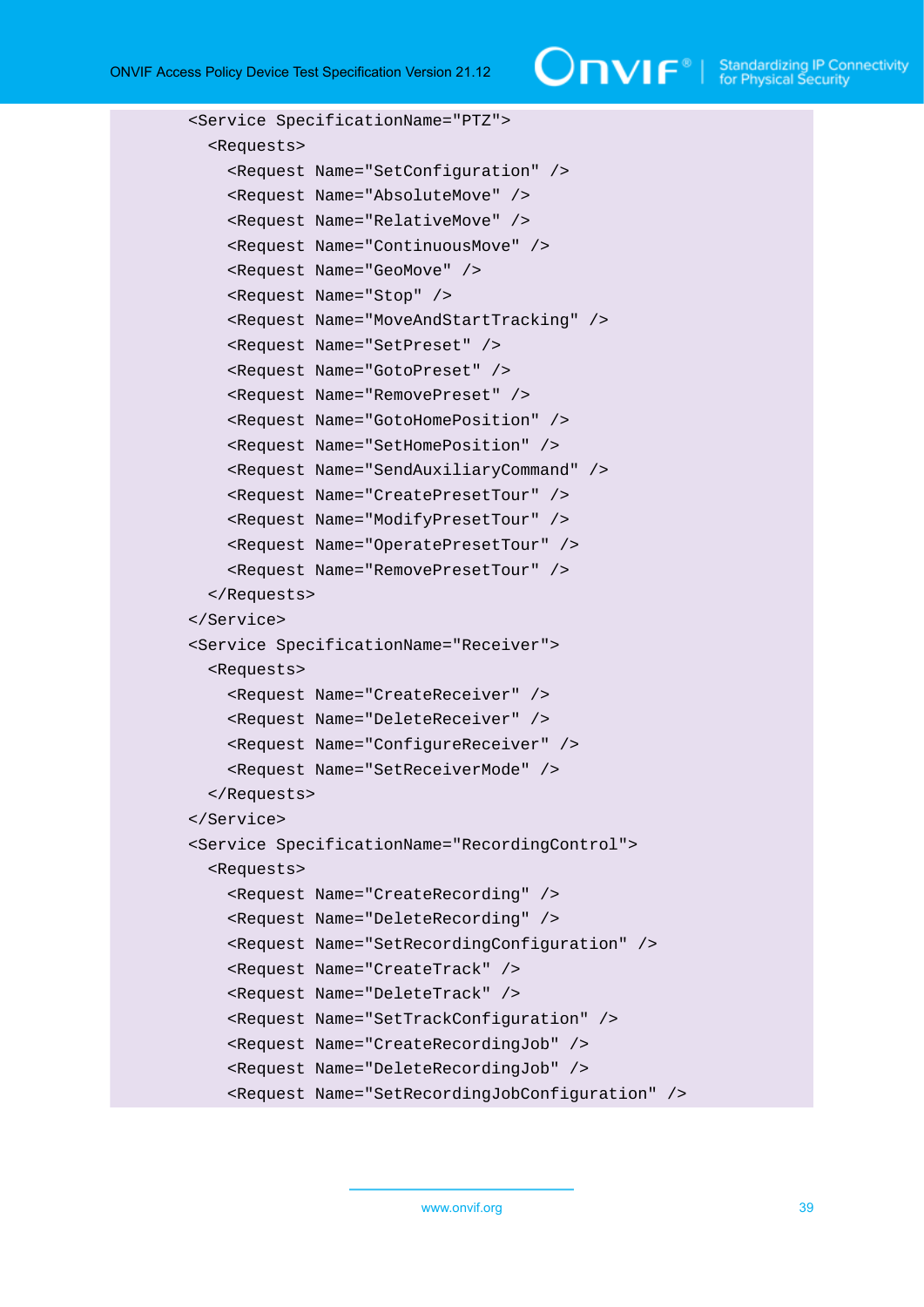```
    <Service SpecificationName="PTZ">
      <Requests>
        <Request Name="SetConfiguration" />
        <Request Name="AbsoluteMove" />
        <Request Name="RelativeMove" />
        <Request Name="ContinuousMove" />
        <Request Name="GeoMove" />
        <Request Name="Stop" />
        <Request Name="MoveAndStartTracking" />
        <Request Name="SetPreset" />
        <Request Name="GotoPreset" />
        <Request Name="RemovePreset" />
        <Request Name="GotoHomePosition" />
        <Request Name="SetHomePosition" />
        <Request Name="SendAuxiliaryCommand" />
        <Request Name="CreatePresetTour" />
        <Request Name="ModifyPresetTour" />
        <Request Name="OperatePresetTour" />
        <Request Name="RemovePresetTour" />
      </Requests>
    </Service>
    <Service SpecificationName="Receiver">
      <Requests>
        <Request Name="CreateReceiver" />
        <Request Name="DeleteReceiver" />
        <Request Name="ConfigureReceiver" />
        <Request Name="SetReceiverMode" />
      </Requests>
    </Service>
    <Service SpecificationName="RecordingControl">
      <Requests>
        <Request Name="CreateRecording" />
        <Request Name="DeleteRecording" />
        <Request Name="SetRecordingConfiguration" />
        <Request Name="CreateTrack" />
        <Request Name="DeleteTrack" />
        <Request Name="SetTrackConfiguration" />
        <Request Name="CreateRecordingJob" />
        <Request Name="DeleteRecordingJob" />
        <Request Name="SetRecordingJobConfiguration" />
```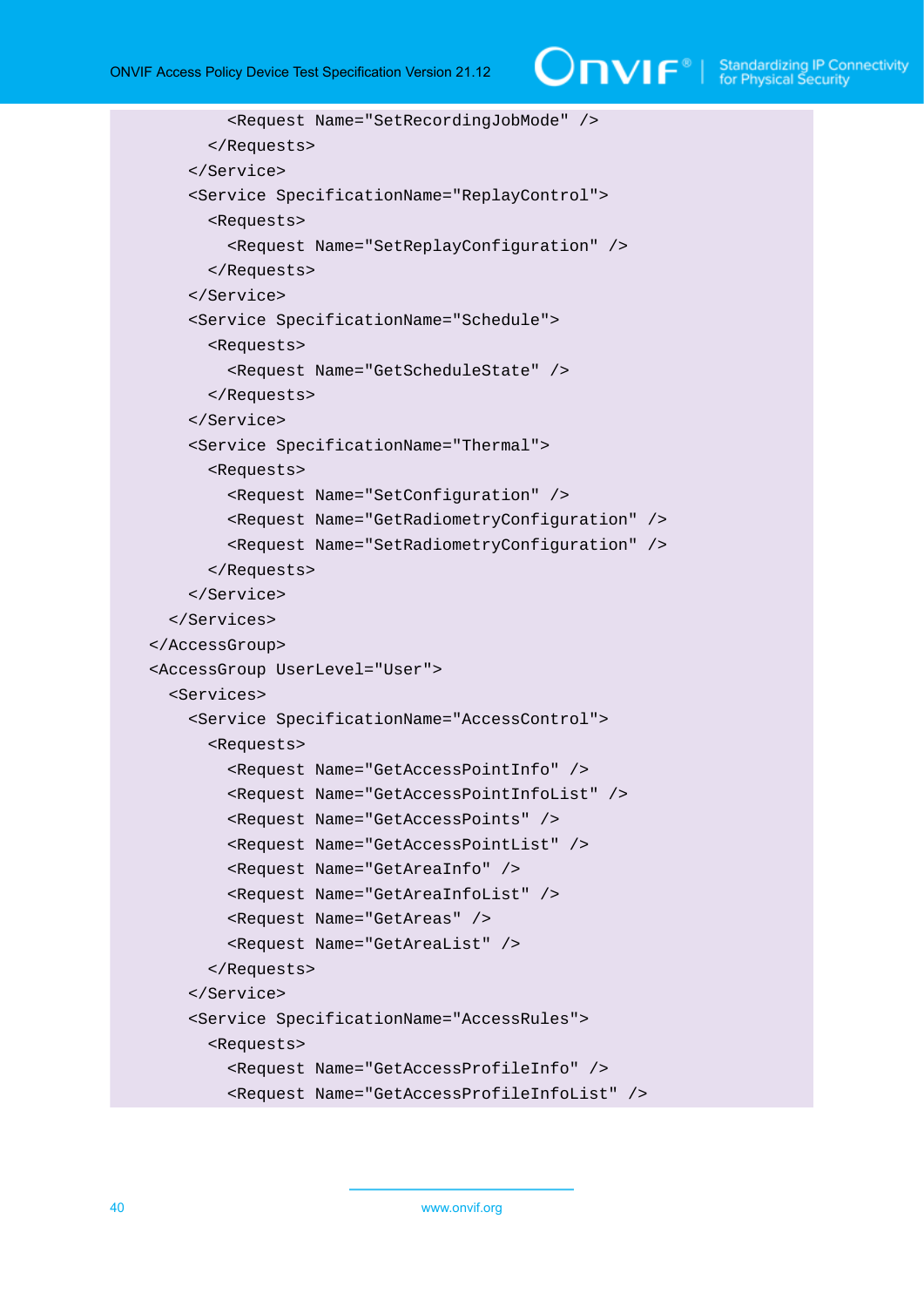```
          <Request Name="SetRecordingJobMode" />
        </Requests>
      </Service>
      <Service SpecificationName="ReplayControl">
        <Requests>
          <Request Name="SetReplayConfiguration" />
        </Requests>
      </Service>
      <Service SpecificationName="Schedule">
        <Requests>
          <Request Name="GetScheduleState" />
        </Requests>
      </Service>
      <Service SpecificationName="Thermal">
        <Requests>
          <Request Name="SetConfiguration" />
          <Request Name="GetRadiometryConfiguration" />
          <Request Name="SetRadiometryConfiguration" />
        </Requests>
      </Service>
    </Services>
  </AccessGroup>
  <AccessGroup UserLevel="User">
    <Services>
      <Service SpecificationName="AccessControl">
        <Requests>
          <Request Name="GetAccessPointInfo" />
          <Request Name="GetAccessPointInfoList" />
          <Request Name="GetAccessPoints" />
          <Request Name="GetAccessPointList" />
          <Request Name="GetAreaInfo" />
          <Request Name="GetAreaInfoList" />
          <Request Name="GetAreas" />
          <Request Name="GetAreaList" />
        </Requests>
      </Service>
      <Service SpecificationName="AccessRules">
        <Requests>
          <Request Name="GetAccessProfileInfo" />
          <Request Name="GetAccessProfileInfoList" />
```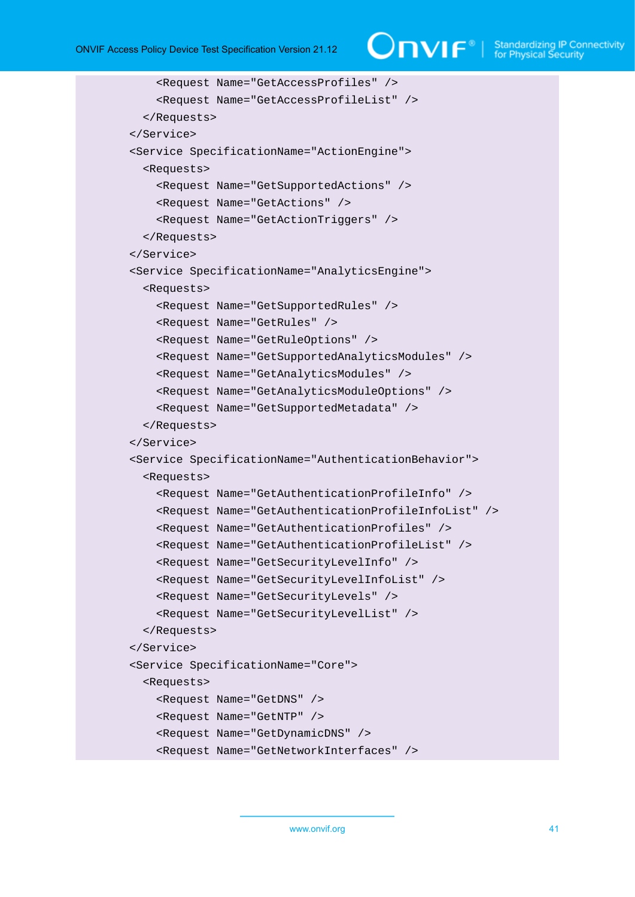```
      <Request Name="GetAccessProfiles" />
      <Request Name="GetAccessProfileList" />
    </Requests>
  </Service>
  <Service SpecificationName="ActionEngine">
    <Requests>
      <Request Name="GetSupportedActions" />
      <Request Name="GetActions" />
      <Request Name="GetActionTriggers" />
    </Requests>
  </Service>
  <Service SpecificationName="AnalyticsEngine">
    <Requests>
      <Request Name="GetSupportedRules" />
      <Request Name="GetRules" />
      <Request Name="GetRuleOptions" />
      <Request Name="GetSupportedAnalyticsModules" />
      <Request Name="GetAnalyticsModules" />
      <Request Name="GetAnalyticsModuleOptions" />
      <Request Name="GetSupportedMetadata" />
    </Requests>
  </Service>
  <Service SpecificationName="AuthenticationBehavior">
    <Requests>
      <Request Name="GetAuthenticationProfileInfo" />
      <Request Name="GetAuthenticationProfileInfoList" />
      <Request Name="GetAuthenticationProfiles" />
      <Request Name="GetAuthenticationProfileList" />
      <Request Name="GetSecurityLevelInfo" />
      <Request Name="GetSecurityLevelInfoList" />
      <Request Name="GetSecurityLevels" />
      <Request Name="GetSecurityLevelList" />
    </Requests>
  </Service>
  <Service SpecificationName="Core">
    <Requests>
      <Request Name="GetDNS" />
      <Request Name="GetNTP" />
      <Request Name="GetDynamicDNS" />
      <Request Name="GetNetworkInterfaces" />
```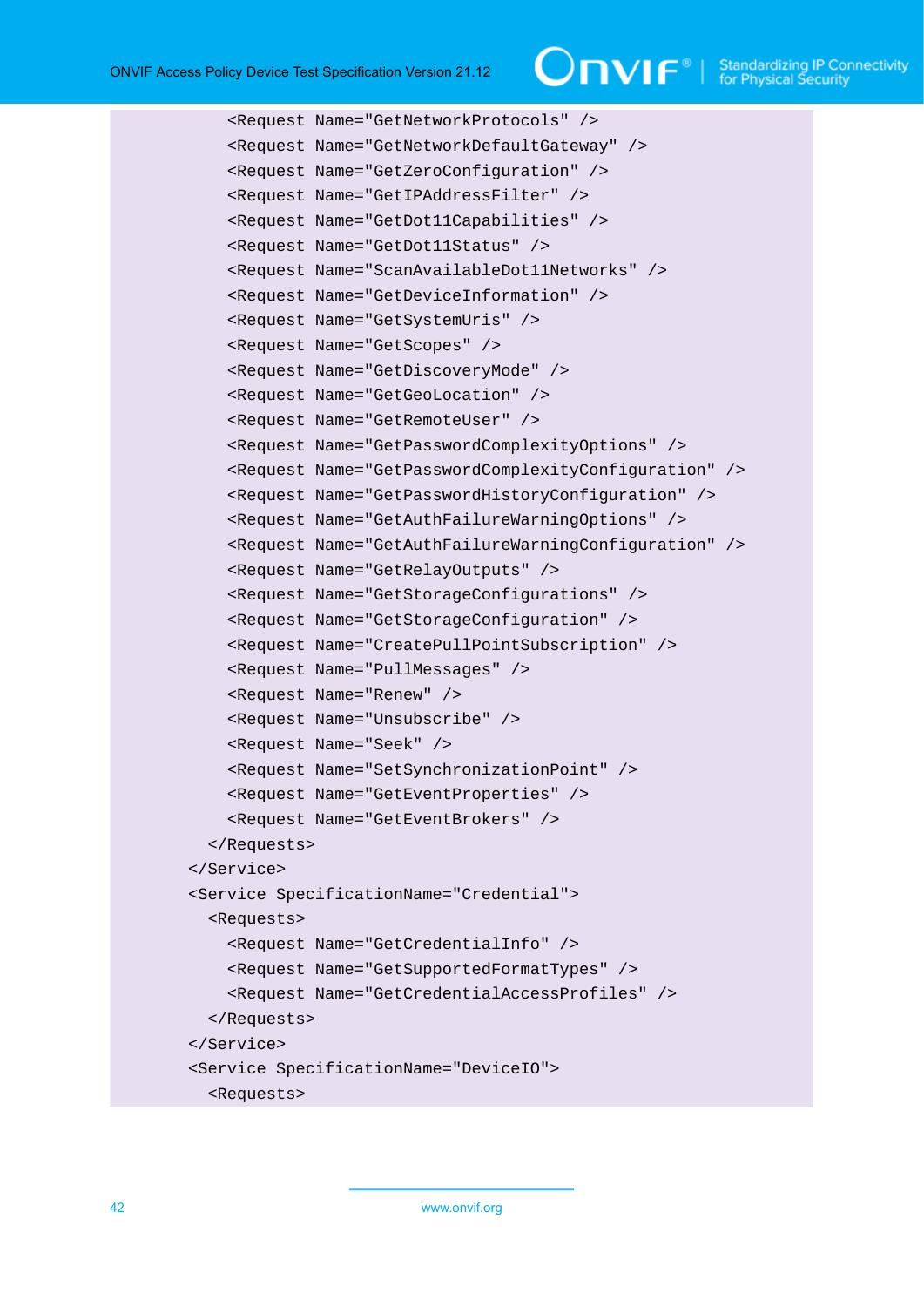```
        <Request Name="GetNetworkProtocols" />
        <Request Name="GetNetworkDefaultGateway" />
        <Request Name="GetZeroConfiguration" />
        <Request Name="GetIPAddressFilter" />
        <Request Name="GetDot11Capabilities" />
        <Request Name="GetDot11Status" />
        <Request Name="ScanAvailableDot11Networks" />
        <Request Name="GetDeviceInformation" />
        <Request Name="GetSystemUris" />
        <Request Name="GetScopes" />
        <Request Name="GetDiscoveryMode" />
        <Request Name="GetGeoLocation" />
        <Request Name="GetRemoteUser" />
        <Request Name="GetPasswordComplexityOptions" />
        <Request Name="GetPasswordComplexityConfiguration" />
        <Request Name="GetPasswordHistoryConfiguration" />
        <Request Name="GetAuthFailureWarningOptions" />
        <Request Name="GetAuthFailureWarningConfiguration" />
        <Request Name="GetRelayOutputs" />
        <Request Name="GetStorageConfigurations" />
        <Request Name="GetStorageConfiguration" />
        <Request Name="CreatePullPointSubscription" />
        <Request Name="PullMessages" />
        <Request Name="Renew" />
        <Request Name="Unsubscribe" />
        <Request Name="Seek" />
        <Request Name="SetSynchronizationPoint" />
        <Request Name="GetEventProperties" />
        <Request Name="GetEventBrokers" />
      </Requests>
    </Service>
    <Service SpecificationName="Credential">
      <Requests>
        <Request Name="GetCredentialInfo" />
        <Request Name="GetSupportedFormatTypes" />
        <Request Name="GetCredentialAccessProfiles" />
      </Requests>
    </Service>
    <Service SpecificationName="DeviceIO">
      <Requests>
```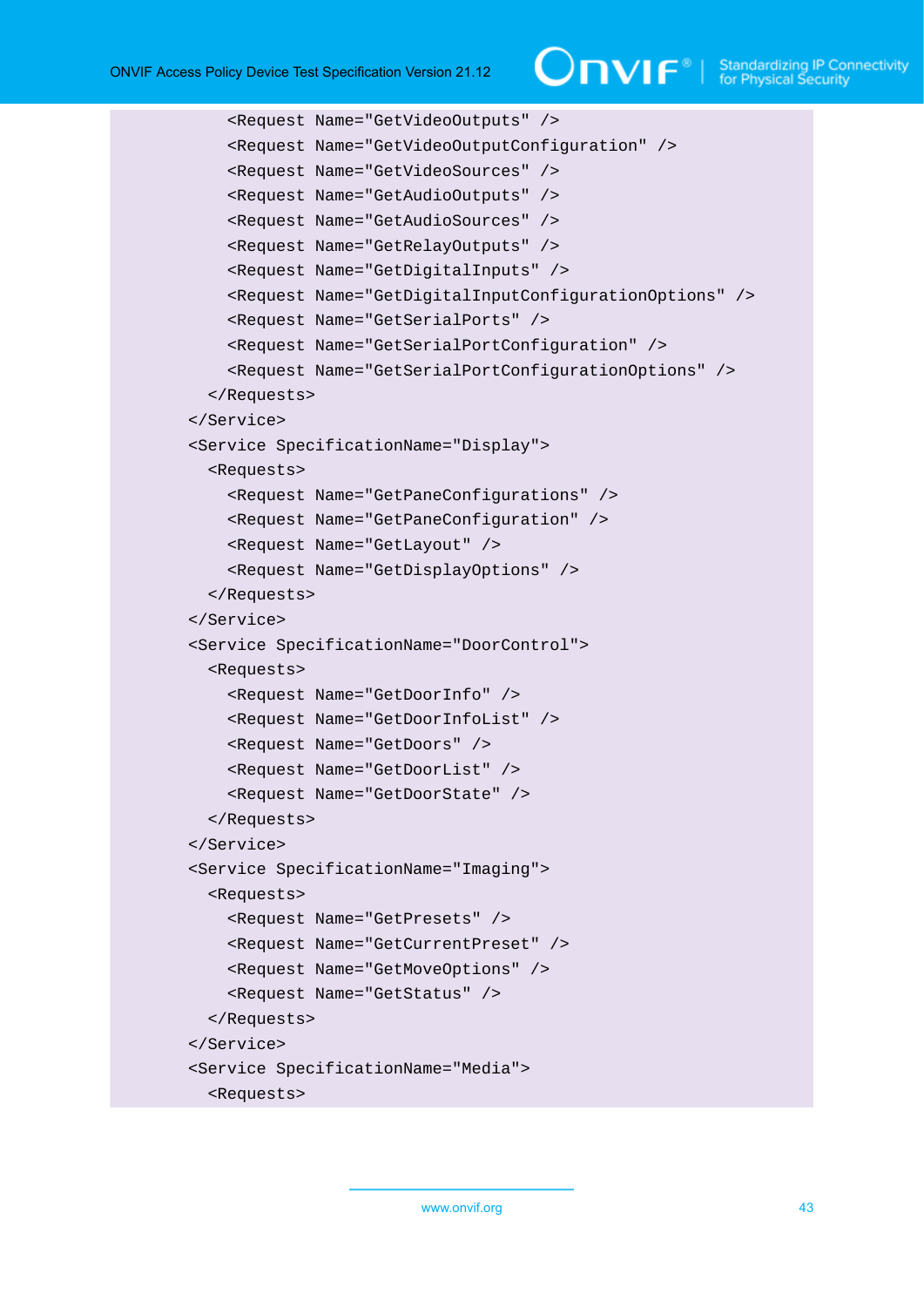```
        <Request Name="GetVideoOutputs" />
        <Request Name="GetVideoOutputConfiguration" />
        <Request Name="GetVideoSources" />
        <Request Name="GetAudioOutputs" />
        <Request Name="GetAudioSources" />
        <Request Name="GetRelayOutputs" />
        <Request Name="GetDigitalInputs" />
        <Request Name="GetDigitalInputConfigurationOptions" />
        <Request Name="GetSerialPorts" />
        <Request Name="GetSerialPortConfiguration" />
        <Request Name="GetSerialPortConfigurationOptions" />
      </Requests>
    </Service>
    <Service SpecificationName="Display">
      <Requests>
        <Request Name="GetPaneConfigurations" />
        <Request Name="GetPaneConfiguration" />
        <Request Name="GetLayout" />
        <Request Name="GetDisplayOptions" />
      </Requests>
    </Service>
    <Service SpecificationName="DoorControl">
      <Requests>
        <Request Name="GetDoorInfo" />
        <Request Name="GetDoorInfoList" />
        <Request Name="GetDoors" />
        <Request Name="GetDoorList" />
        <Request Name="GetDoorState" />
      </Requests>
    </Service>
    <Service SpecificationName="Imaging">
      <Requests>
        <Request Name="GetPresets" />
        <Request Name="GetCurrentPreset" />
        <Request Name="GetMoveOptions" />
        <Request Name="GetStatus" />
      </Requests>
    </Service>
    <Service SpecificationName="Media">
      <Requests>
```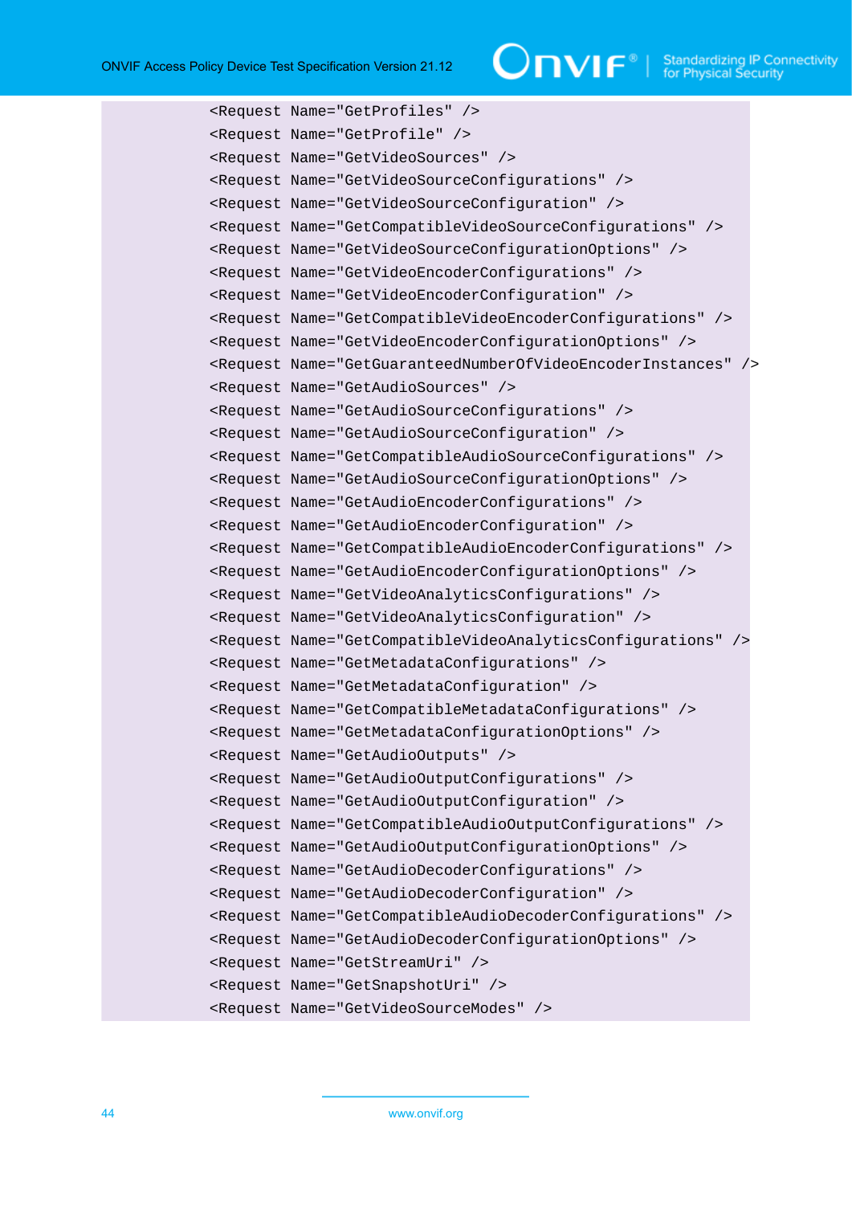```
            <Request Name="GetProfiles" />
            <Request Name="GetProfile" />
            <Request Name="GetVideoSources" />
            <Request Name="GetVideoSourceConfigurations" />
            <Request Name="GetVideoSourceConfiguration" />
            <Request Name="GetCompatibleVideoSourceConfigurations" />
            <Request Name="GetVideoSourceConfigurationOptions" />
            <Request Name="GetVideoEncoderConfigurations" />
            <Request Name="GetVideoEncoderConfiguration" />
            <Request Name="GetCompatibleVideoEncoderConfigurations" />
            <Request Name="GetVideoEncoderConfigurationOptions" />
            <Request Name="GetGuaranteedNumberOfVideoEncoderInstances" />
            <Request Name="GetAudioSources" />
            <Request Name="GetAudioSourceConfigurations" />
            <Request Name="GetAudioSourceConfiguration" />
            <Request Name="GetCompatibleAudioSourceConfigurations" />
            <Request Name="GetAudioSourceConfigurationOptions" />
            <Request Name="GetAudioEncoderConfigurations" />
            <Request Name="GetAudioEncoderConfiguration" />
            <Request Name="GetCompatibleAudioEncoderConfigurations" />
            <Request Name="GetAudioEncoderConfigurationOptions" />
            <Request Name="GetVideoAnalyticsConfigurations" />
            <Request Name="GetVideoAnalyticsConfiguration" />
            <Request Name="GetCompatibleVideoAnalyticsConfigurations" />
            <Request Name="GetMetadataConfigurations" />
            <Request Name="GetMetadataConfiguration" />
            <Request Name="GetCompatibleMetadataConfigurations" />
            <Request Name="GetMetadataConfigurationOptions" />
            <Request Name="GetAudioOutputs" />
            <Request Name="GetAudioOutputConfigurations" />
            <Request Name="GetAudioOutputConfiguration" />
            <Request Name="GetCompatibleAudioOutputConfigurations" />
            <Request Name="GetAudioOutputConfigurationOptions" />
            <Request Name="GetAudioDecoderConfigurations" />
            <Request Name="GetAudioDecoderConfiguration" />
            <Request Name="GetCompatibleAudioDecoderConfigurations" />
            <Request Name="GetAudioDecoderConfigurationOptions" />
            <Request Name="GetStreamUri" />
            <Request Name="GetSnapshotUri" />
            <Request Name="GetVideoSourceModes" />
```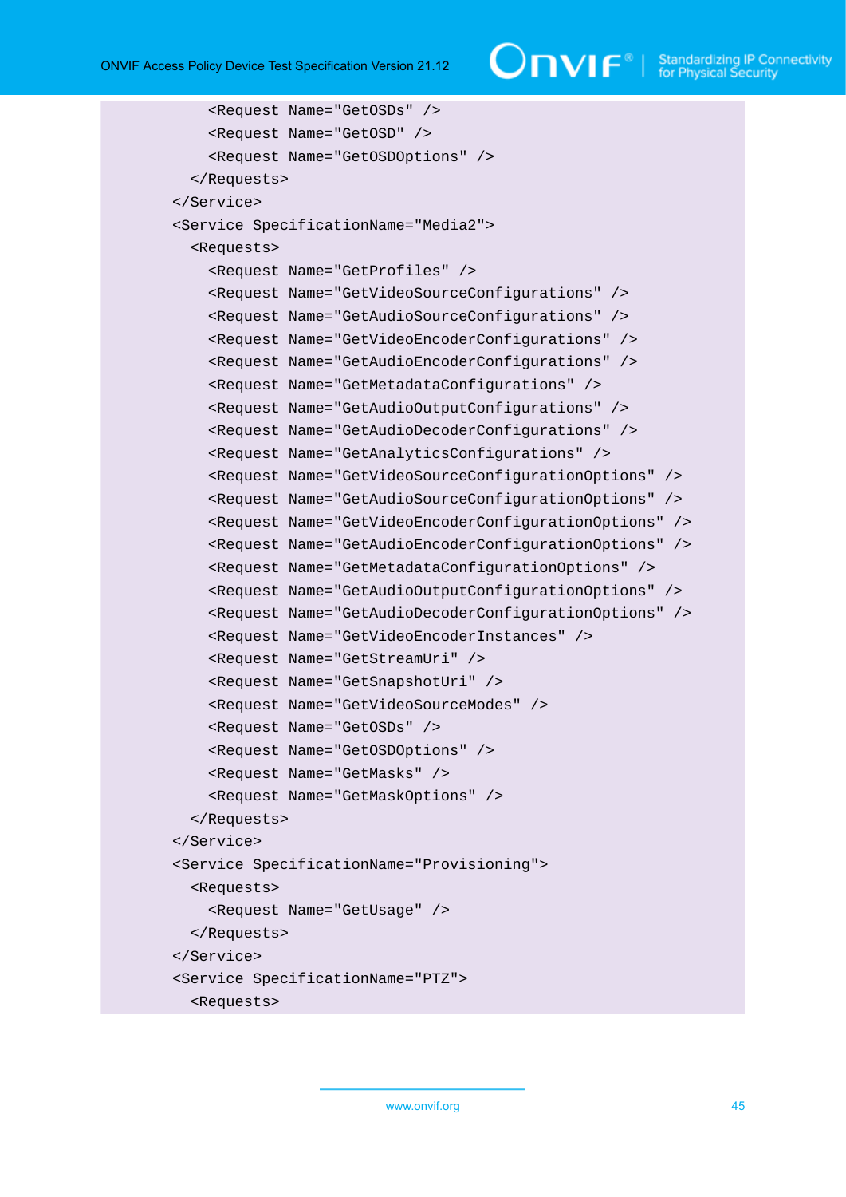```
        <Request Name="GetOSDs" />
        <Request Name="GetOSD" />
        <Request Name="GetOSDOptions" />
      </Requests>
    </Service>
    <Service SpecificationName="Media2">
      <Requests>
        <Request Name="GetProfiles" />
        <Request Name="GetVideoSourceConfigurations" />
        <Request Name="GetAudioSourceConfigurations" />
        <Request Name="GetVideoEncoderConfigurations" />
        <Request Name="GetAudioEncoderConfigurations" />
        <Request Name="GetMetadataConfigurations" />
        <Request Name="GetAudioOutputConfigurations" />
        <Request Name="GetAudioDecoderConfigurations" />
        <Request Name="GetAnalyticsConfigurations" />
        <Request Name="GetVideoSourceConfigurationOptions" />
        <Request Name="GetAudioSourceConfigurationOptions" />
        <Request Name="GetVideoEncoderConfigurationOptions" />
        <Request Name="GetAudioEncoderConfigurationOptions" />
        <Request Name="GetMetadataConfigurationOptions" />
        <Request Name="GetAudioOutputConfigurationOptions" />
        <Request Name="GetAudioDecoderConfigurationOptions" />
        <Request Name="GetVideoEncoderInstances" />
        <Request Name="GetStreamUri" />
        <Request Name="GetSnapshotUri" />
        <Request Name="GetVideoSourceModes" />
        <Request Name="GetOSDs" />
        <Request Name="GetOSDOptions" />
        <Request Name="GetMasks" />
        <Request Name="GetMaskOptions" />
      </Requests>
    </Service>
    <Service SpecificationName="Provisioning">
      <Requests>
        <Request Name="GetUsage" />
      </Requests>
    </Service>
    <Service SpecificationName="PTZ">
      <Requests>
```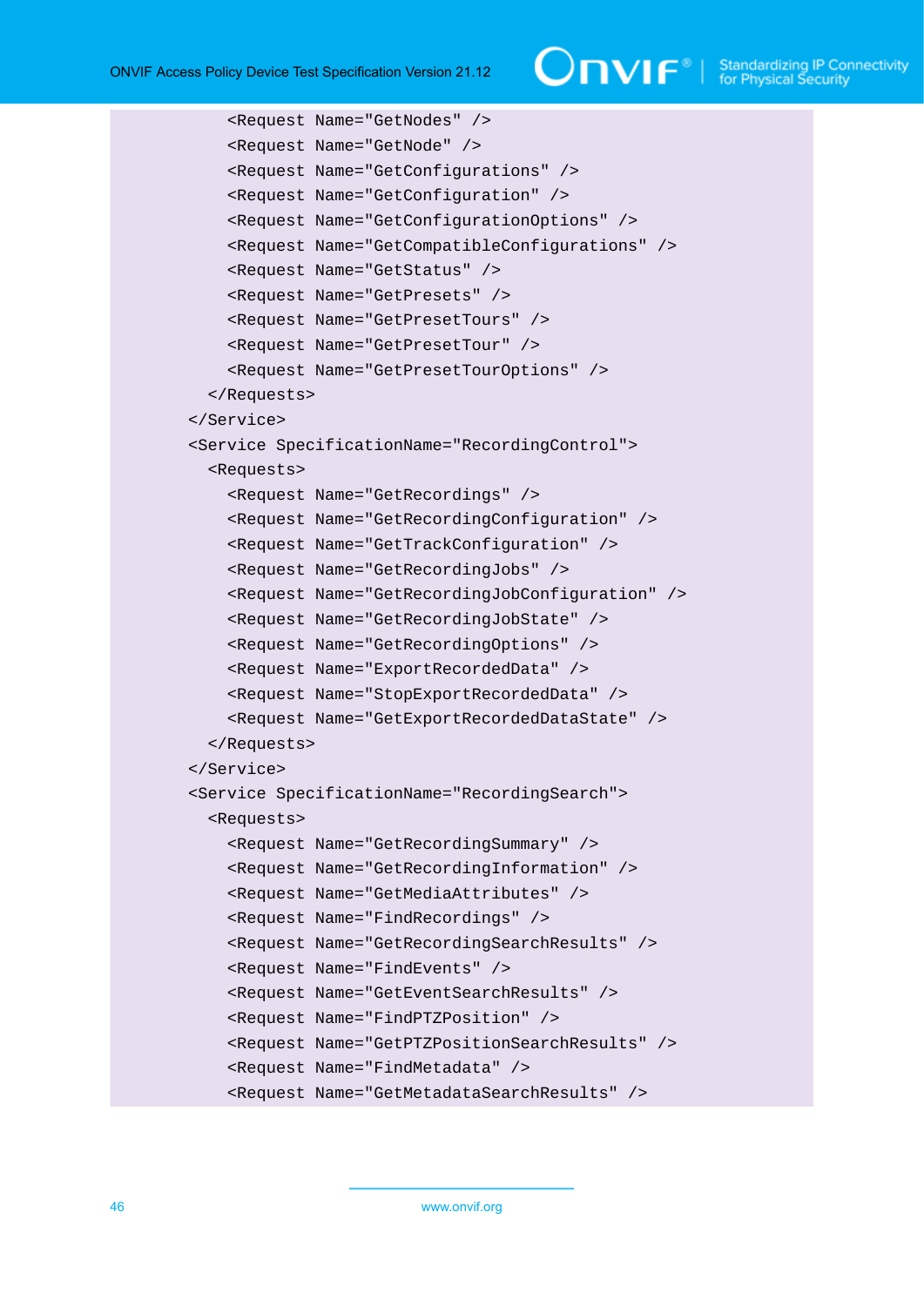```
        <Request Name="GetNodes" />
        <Request Name="GetNode" />
        <Request Name="GetConfigurations" />
        <Request Name="GetConfiguration" />
        <Request Name="GetConfigurationOptions" />
        <Request Name="GetCompatibleConfigurations" />
        <Request Name="GetStatus" />
        <Request Name="GetPresets" />
        <Request Name="GetPresetTours" />
        <Request Name="GetPresetTour" />
        <Request Name="GetPresetTourOptions" />
      </Requests>
    </Service>
    <Service SpecificationName="RecordingControl">
      <Requests>
        <Request Name="GetRecordings" />
        <Request Name="GetRecordingConfiguration" />
        <Request Name="GetTrackConfiguration" />
        <Request Name="GetRecordingJobs" />
        <Request Name="GetRecordingJobConfiguration" />
        <Request Name="GetRecordingJobState" />
        <Request Name="GetRecordingOptions" />
        <Request Name="ExportRecordedData" />
        <Request Name="StopExportRecordedData" />
        <Request Name="GetExportRecordedDataState" />
      </Requests>
    </Service>
    <Service SpecificationName="RecordingSearch">
      <Requests>
        <Request Name="GetRecordingSummary" />
        <Request Name="GetRecordingInformation" />
        <Request Name="GetMediaAttributes" />
        <Request Name="FindRecordings" />
        <Request Name="GetRecordingSearchResults" />
        <Request Name="FindEvents" />
        <Request Name="GetEventSearchResults" />
        <Request Name="FindPTZPosition" />
        <Request Name="GetPTZPositionSearchResults" />
        <Request Name="FindMetadata" />
        <Request Name="GetMetadataSearchResults" />
```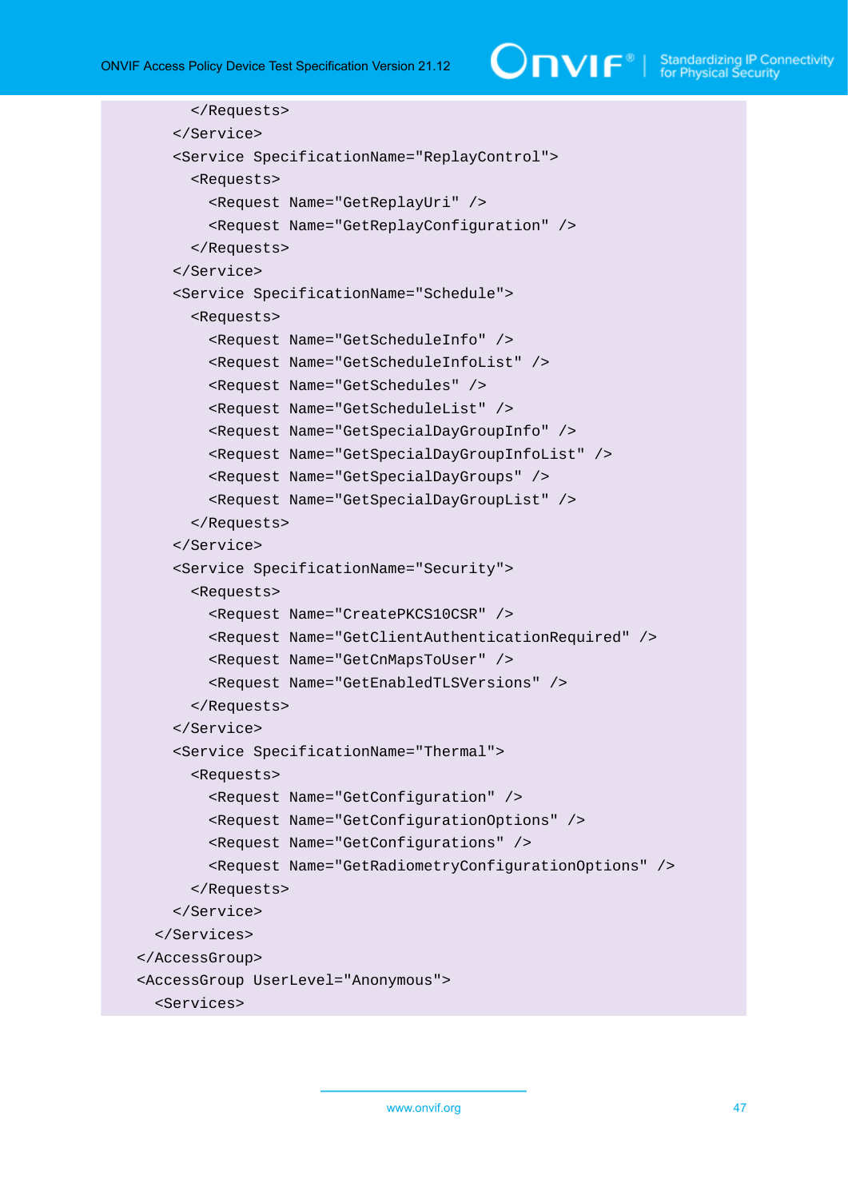```
        </Requests>
      </Service>
      <Service SpecificationName="ReplayControl">
        <Requests>
          <Request Name="GetReplayUri" />
          <Request Name="GetReplayConfiguration" />
        </Requests>
      </Service>
      <Service SpecificationName="Schedule">
        <Requests>
          <Request Name="GetScheduleInfo" />
          <Request Name="GetScheduleInfoList" />
          <Request Name="GetSchedules" />
          <Request Name="GetScheduleList" />
          <Request Name="GetSpecialDayGroupInfo" />
          <Request Name="GetSpecialDayGroupInfoList" />
          <Request Name="GetSpecialDayGroups" />
          <Request Name="GetSpecialDayGroupList" />
        </Requests>
      </Service>
      <Service SpecificationName="Security">
        <Requests>
          <Request Name="CreatePKCS10CSR" />
          <Request Name="GetClientAuthenticationRequired" />
          <Request Name="GetCnMapsToUser" />
          <Request Name="GetEnabledTLSVersions" />
        </Requests>
      </Service>
      <Service SpecificationName="Thermal">
        <Requests>
          <Request Name="GetConfiguration" />
          <Request Name="GetConfigurationOptions" />
          <Request Name="GetConfigurations" />
          <Request Name="GetRadiometryConfigurationOptions" />
        </Requests>
      </Service>
    </Services>
  </AccessGroup>
  <AccessGroup UserLevel="Anonymous">
    <Services>
```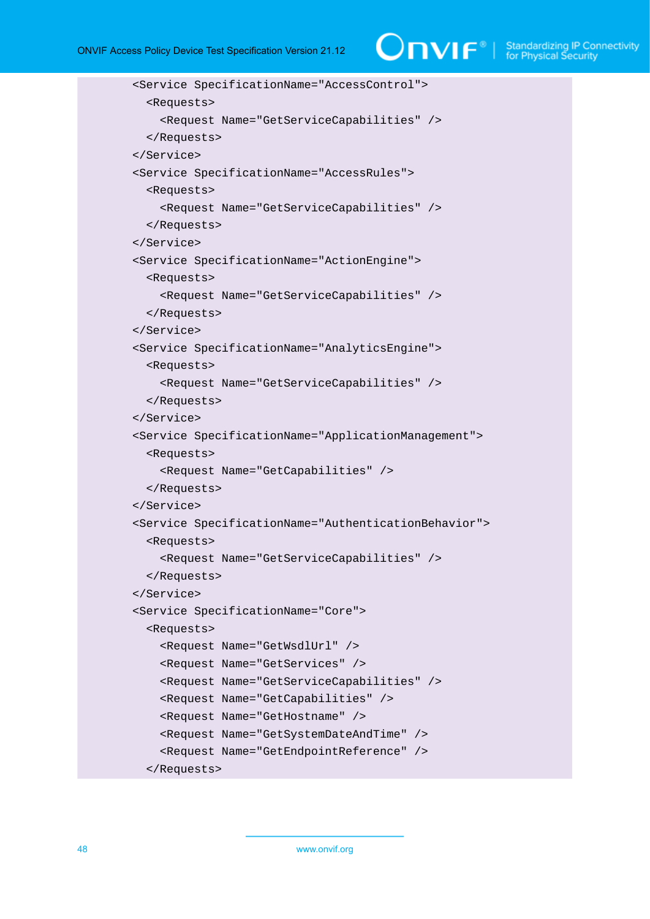```
    <Service SpecificationName="AccessControl">
      <Requests>
        <Request Name="GetServiceCapabilities" />
      </Requests>
    </Service>
    <Service SpecificationName="AccessRules">
      <Requests>
        <Request Name="GetServiceCapabilities" />
      </Requests>
    </Service>
    <Service SpecificationName="ActionEngine">
      <Requests>
        <Request Name="GetServiceCapabilities" />
      </Requests>
    </Service>
    <Service SpecificationName="AnalyticsEngine">
      <Requests>
        <Request Name="GetServiceCapabilities" />
      </Requests>
    </Service>
    <Service SpecificationName="ApplicationManagement">
      <Requests>
        <Request Name="GetCapabilities" />
      </Requests>
    </Service>
    <Service SpecificationName="AuthenticationBehavior">
      <Requests>
        <Request Name="GetServiceCapabilities" />
      </Requests>
    </Service>
    <Service SpecificationName="Core">
      <Requests>
        <Request Name="GetWsdlUrl" />
        <Request Name="GetServices" />
        <Request Name="GetServiceCapabilities" />
        <Request Name="GetCapabilities" />
        <Request Name="GetHostname" />
        <Request Name="GetSystemDateAndTime" />
        <Request Name="GetEndpointReference" />
      </Requests>
```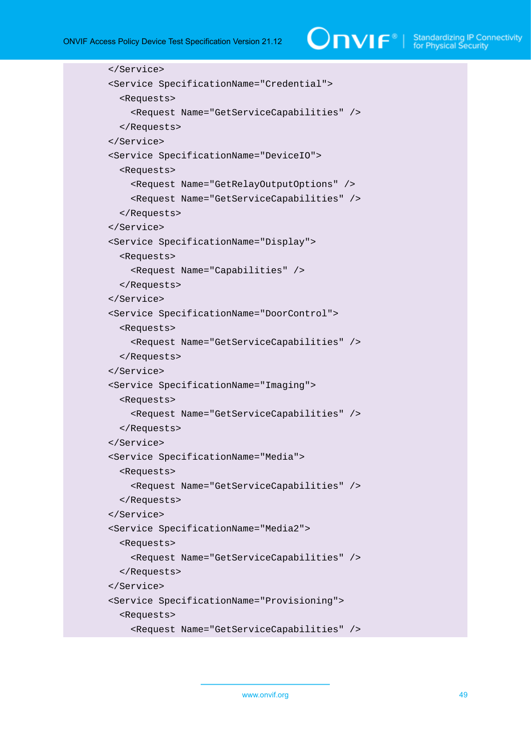```
</Service>
<Service SpecificationName="Credential">
  <Requests>
    <Request Name="GetServiceCapabilities" />
  </Requests>
</Service>
<Service SpecificationName="DeviceIO">
  <Requests>
    <Request Name="GetRelayOutputOptions" />
    <Request Name="GetServiceCapabilities" />
  </Requests>
</Service>
<Service SpecificationName="Display">
  <Requests>
    <Request Name="Capabilities" />
  </Requests>
</Service>
<Service SpecificationName="DoorControl">
  <Requests>
    <Request Name="GetServiceCapabilities" />
  </Requests>
</Service>
<Service SpecificationName="Imaging">
  <Requests>
    <Request Name="GetServiceCapabilities" />
  </Requests>
</Service>
<Service SpecificationName="Media">
  <Requests>
    <Request Name="GetServiceCapabilities" />
  </Requests>
</Service>
<Service SpecificationName="Media2">
  <Requests>
    <Request Name="GetServiceCapabilities" />
  </Requests>
</Service>
<Service SpecificationName="Provisioning">
  <Requests>
    <Request Name="GetServiceCapabilities" />
```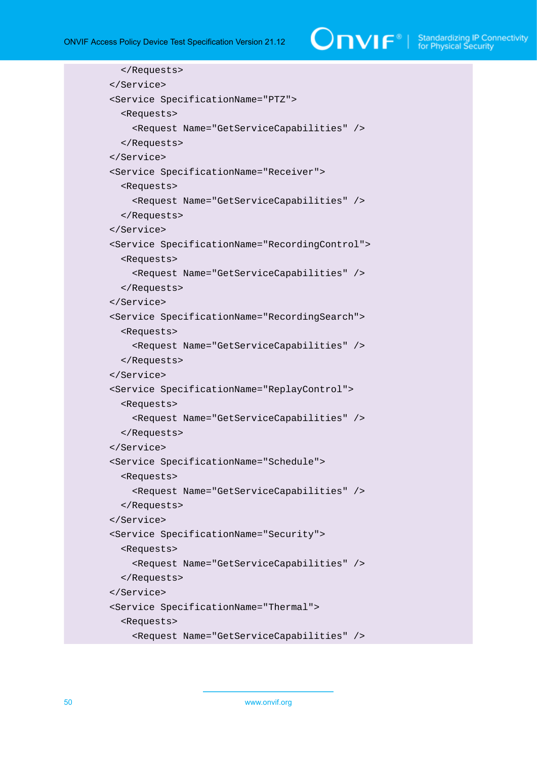```
      </Requests>
    </Service>
    <Service SpecificationName="PTZ">
      <Requests>
        <Request Name="GetServiceCapabilities" />
      </Requests>
    </Service>
    <Service SpecificationName="Receiver">
      <Requests>
        <Request Name="GetServiceCapabilities" />
      </Requests>
    </Service>
    <Service SpecificationName="RecordingControl">
      <Requests>
        <Request Name="GetServiceCapabilities" />
      </Requests>
    </Service>
    <Service SpecificationName="RecordingSearch">
      <Requests>
        <Request Name="GetServiceCapabilities" />
      </Requests>
    </Service>
    <Service SpecificationName="ReplayControl">
      <Requests>
        <Request Name="GetServiceCapabilities" />
      </Requests>
    </Service>
    <Service SpecificationName="Schedule">
      <Requests>
        <Request Name="GetServiceCapabilities" />
      </Requests>
    </Service>
    <Service SpecificationName="Security">
      <Requests>
        <Request Name="GetServiceCapabilities" />
      </Requests>
    </Service>
    <Service SpecificationName="Thermal">
      <Requests>
        <Request Name="GetServiceCapabilities" />
```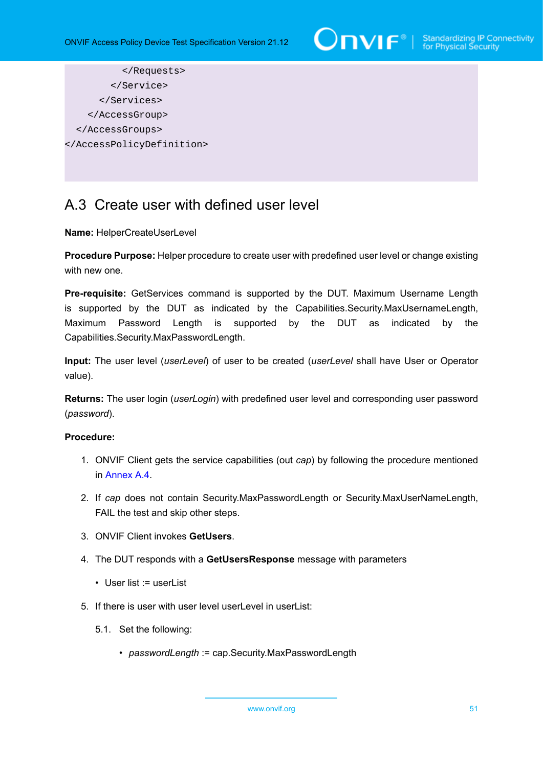```
        </Requests>
      </Service>
    </Services>
  </AccessGroup>
 </AccessGroups>
</AccessPolicyDefinition>
```

## A.3 Create user with defined user level

**Name:** HelperCreateUserLevel

**Procedure Purpose:** Helper procedure to create user with predefined user level or change existing with new one.

**Pre-requisite:** GetServices command is supported by the DUT. Maximum Username Length is supported by the DUT as indicated by the Capabilities.Security.MaxUsernameLength, Maximum Password Length is supported by the DUT as indicated by the Capabilities.Security.MaxPasswordLength.

**Input:** The user level (*userLevel*) of user to be created (*userLevel* shall have User or Operator value).

**Returns:** The user login (*userLogin*) with predefined user level and corresponding user password (*password*).

**Procedure:**

1. ONVIF Client gets the service capabilities (out *cap*) by following the procedure mentioned in Annex A.4.

2. If *cap* does not contain Security.MaxPasswordLength or Security.MaxUserNameLength, FAIL the test and skip other steps.

3. ONVIF Client invokes **GetUsers**.

4. The DUT responds with a **GetUsersResponse** message with parameters

   - User list := userList

5. If there is user with user level userLevel in userList:

   5.1. Set the following:

   - *passwordLength* := cap.Security.MaxPasswordLength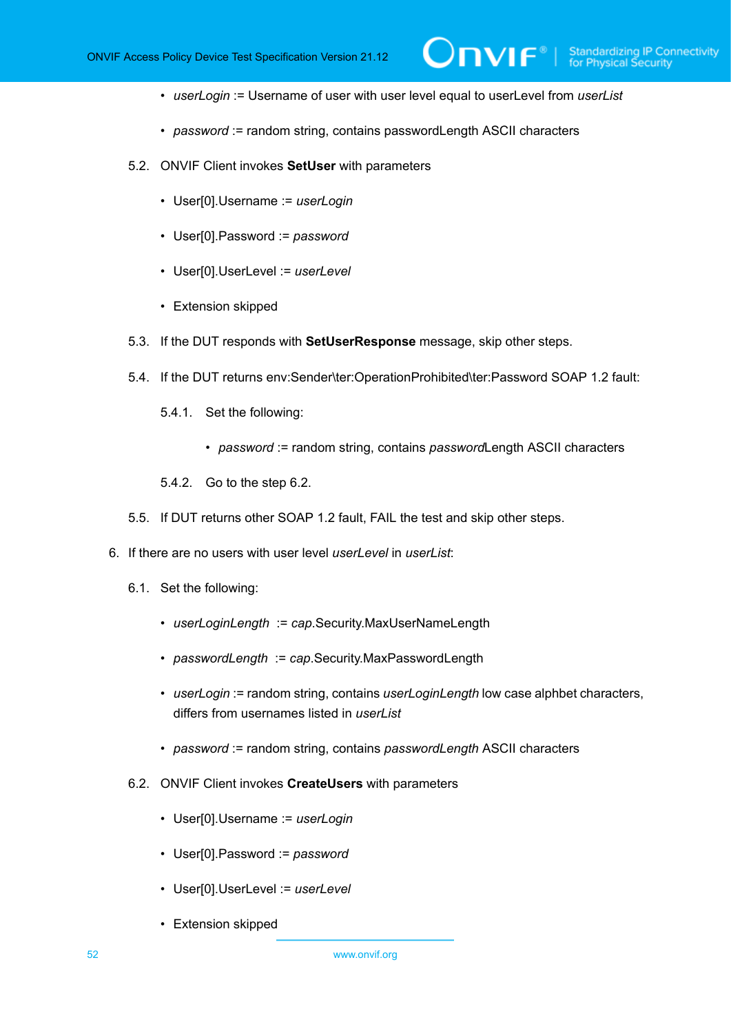- *userLogin* := Username of user with user level equal to userLevel from *userList*
- *password* := random string, contains passwordLength ASCII characters

5.2. ONVIF Client invokes **SetUser** with parameters

- User[0].Username := *userLogin*
- User[0].Password := *password*
- User[0].UserLevel := *userLevel*
- Extension skipped

5.3. If the DUT responds with **SetUserResponse** message, skip other steps.

5.4. If the DUT returns env:Sender\ter:OperationProhibited\ter:Password SOAP 1.2 fault:

5.4.1. Set the following:

- *password* := random string, contains *password*Length ASCII characters

5.4.2. Go to the step 6.2.

5.5. If DUT returns other SOAP 1.2 fault, FAIL the test and skip other steps.

6. If there are no users with user level *userLevel* in *userList*:

6.1. Set the following:

- *userLoginLength* := *cap*.Security.MaxUserNameLength
- *passwordLength* := *cap*.Security.MaxPasswordLength
- *userLogin* := random string, contains *userLoginLength* low case alphbet characters, differs from usernames listed in *userList*
- *password* := random string, contains *passwordLength* ASCII characters

6.2. ONVIF Client invokes **CreateUsers** with parameters

- User[0].Username := *userLogin*
- User[0].Password := *password*
- User[0].UserLevel := *userLevel*
- Extension skipped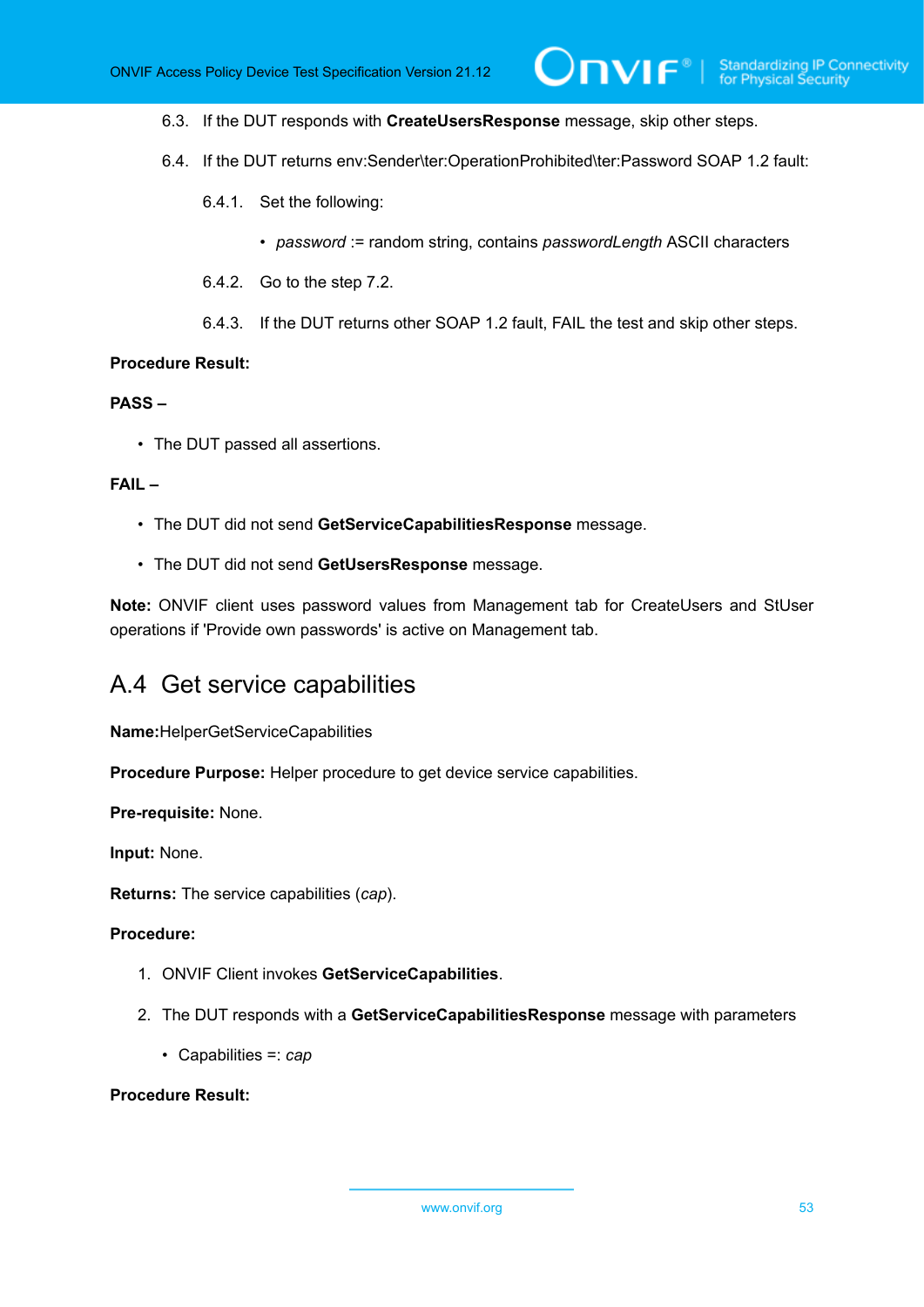6.3. If the DUT responds with **CreateUsersResponse** message, skip other steps.

6.4. If the DUT returns env:Sender\ter:OperationProhibited\ter:Password SOAP 1.2 fault:

6.4.1. Set the following:

- *password* := random string, contains *passwordLength* ASCII characters

6.4.2. Go to the step 7.2.

6.4.3. If the DUT returns other SOAP 1.2 fault, FAIL the test and skip other steps.

**Procedure Result:**

**PASS –**

- The DUT passed all assertions.

**FAIL –**

- The DUT did not send **GetServiceCapabilitiesResponse** message.
- The DUT did not send **GetUsersResponse** message.

**Note:** ONVIF client uses password values from Management tab for CreateUsers and StUser operations if 'Provide own passwords' is active on Management tab.

## A.4 Get service capabilities

**Name:**HelperGetServiceCapabilities

**Procedure Purpose:** Helper procedure to get device service capabilities.

**Pre-requisite:** None.

**Input:** None.

**Returns:** The service capabilities (*cap*).

**Procedure:**

1. ONVIF Client invokes **GetServiceCapabilities**.
2. The DUT responds with a **GetServiceCapabilitiesResponse** message with parameters
   - Capabilities =: *cap*

**Procedure Result:**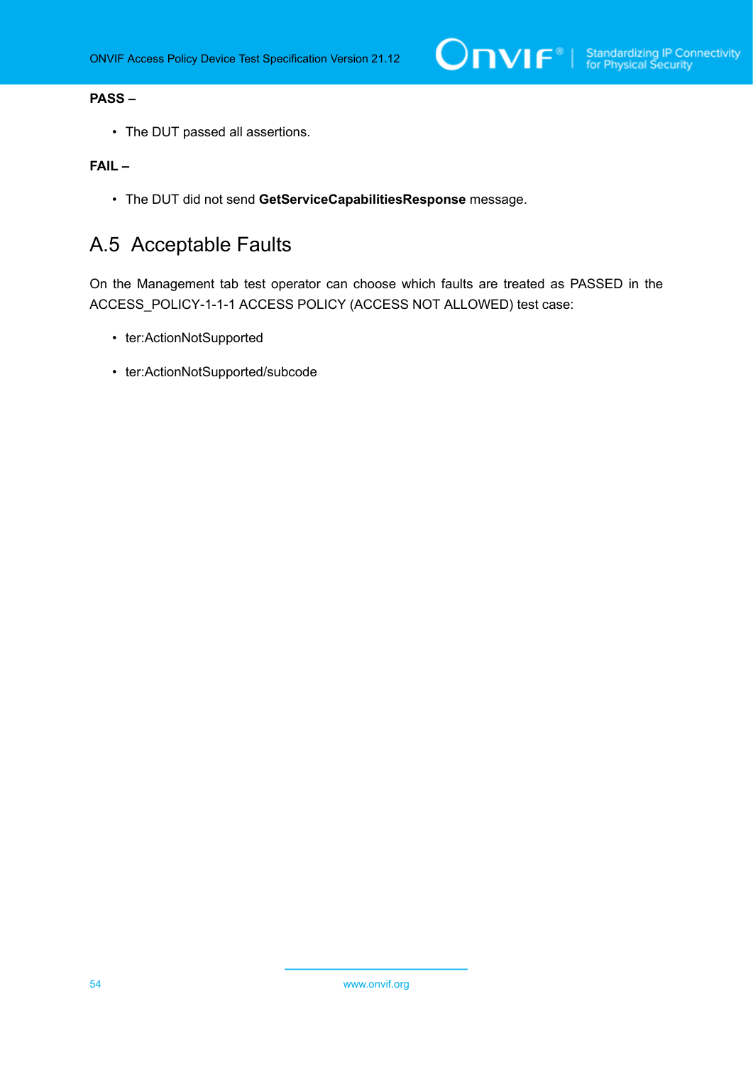**PASS –**

- The DUT passed all assertions.

**FAIL –**

- The DUT did not send **GetServiceCapabilitiesResponse** message.

## A.5 Acceptable Faults

On the Management tab test operator can choose which faults are treated as PASSED in the ACCESS_POLICY-1-1-1 ACCESS POLICY (ACCESS NOT ALLOWED) test case:

- ter:ActionNotSupported
- ter:ActionNotSupported/subcode